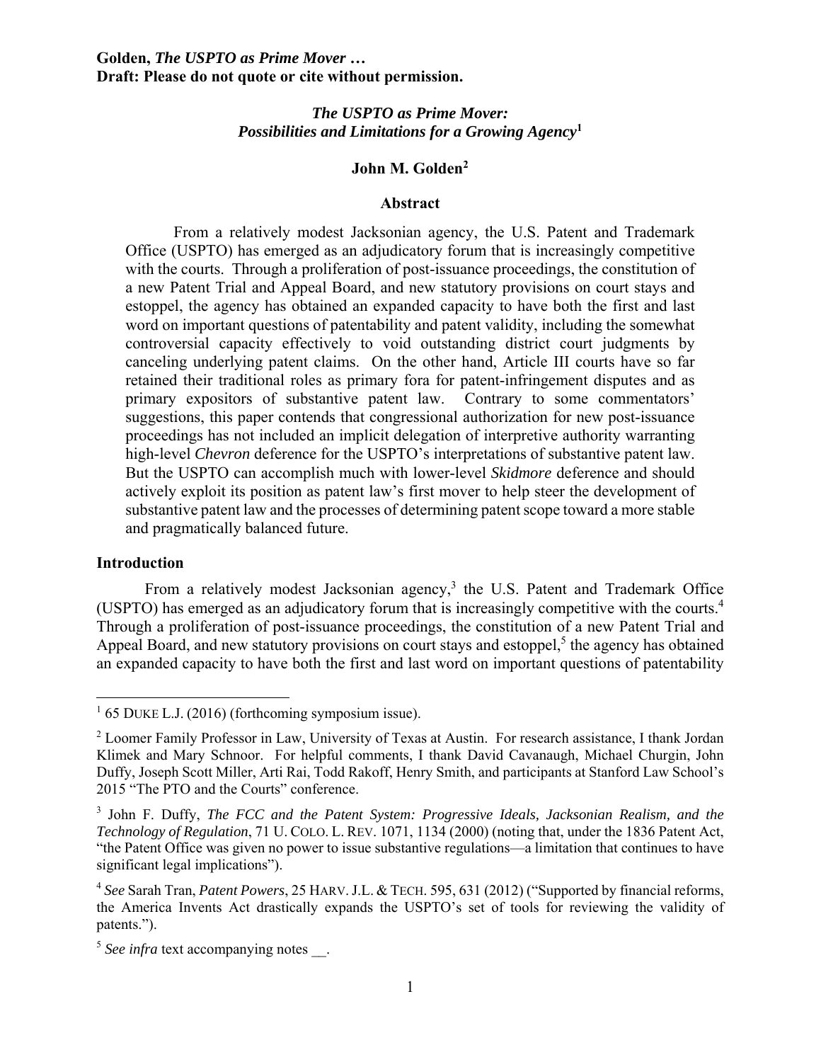# *The USPTO as Prime Mover: Possibilities and Limitations for a Growing Agency*[1]

**John M. Golden**[2]

## Abstract

From a relatively modest Jacksonian agency, the U.S. Patent and Trademark Office (USPTO) has emerged as an adjudicatory forum that is increasingly competitive with the courts. Through a proliferation of post-issuance proceedings, the constitution of a new Patent Trial and Appeal Board, and new statutory provisions on court stays and estoppel, the agency has obtained an expanded capacity to have both the first and last word on important questions of patentability and patent validity, including the somewhat controversial capacity effectively to void outstanding district court judgments by canceling underlying patent claims. On the other hand, Article III courts have so far retained their traditional roles as primary fora for patent-infringement disputes and as primary expositors of substantive patent law. Contrary to some commentators' suggestions, this paper contends that congressional authorization for new post-issuance proceedings has not included an implicit delegation of interpretive authority warranting high-level *Chevron* deference for the USPTO's interpretations of substantive patent law. But the USPTO can accomplish much with lower-level *Skidmore* deference and should actively exploit its position as patent law's first mover to help steer the development of substantive patent law and the processes of determining patent scope toward a more stable and pragmatically balanced future.

## Introduction

From a relatively modest Jacksonian agency,[3] the U.S. Patent and Trademark Office (USPTO) has emerged as an adjudicatory forum that is increasingly competitive with the courts.[4] Through a proliferation of post-issuance proceedings, the constitution of a new Patent Trial and Appeal Board, and new statutory provisions on court stays and estoppel,[5] the agency has obtained an expanded capacity to have both the first and last word on important questions of patentability

---

[1] 65 DUKE L.J. (2016) (forthcoming symposium issue).

[2] Loomer Family Professor in Law, University of Texas at Austin. For research assistance, I thank Jordan Klimek and Mary Schnoor. For helpful comments, I thank David Cavanaugh, Michael Churgin, John Duffy, Joseph Scott Miller, Arti Rai, Todd Rakoff, Henry Smith, and participants at Stanford Law School's 2015 "The PTO and the Courts" conference.

[3] John F. Duffy, *The FCC and the Patent System: Progressive Ideals, Jacksonian Realism, and the Technology of Regulation*, 71 U. COLO. L. REV. 1071, 1134 (2000) (noting that, under the 1836 Patent Act, "the Patent Office was given no power to issue substantive regulations—a limitation that continues to have significant legal implications").

[4] *See* Sarah Tran, *Patent Powers*, 25 HARV. J.L. & TECH. 595, 631 (2012) ("Supported by financial reforms, the America Invents Act drastically expands the USPTO's set of tools for reviewing the validity of patents.").

[5] *See infra* text accompanying notes __.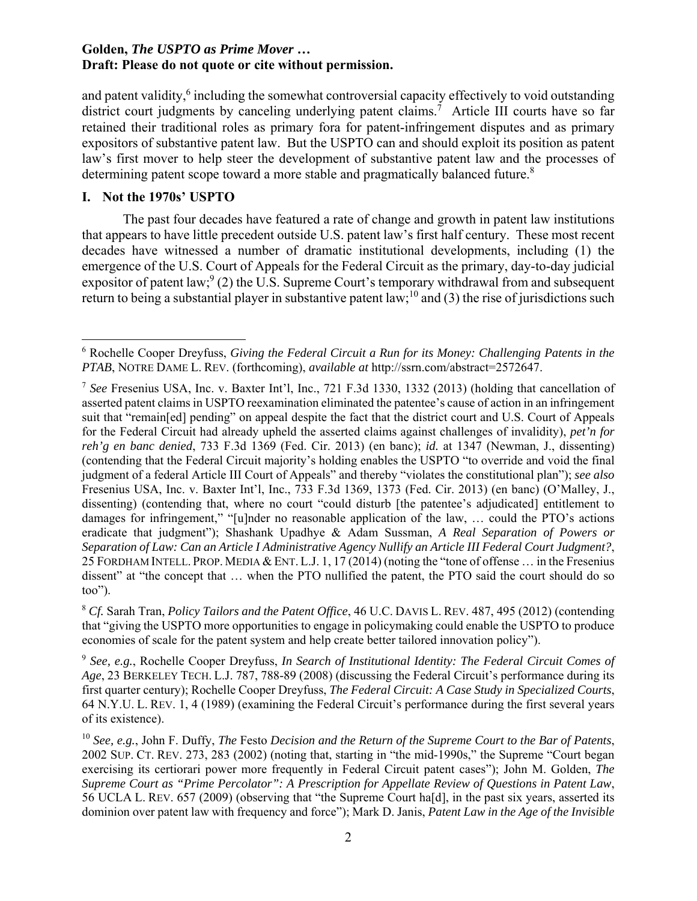and patent validity,[6] including the somewhat controversial capacity effectively to void outstanding district court judgments by canceling underlying patent claims.[7] Article III courts have so far retained their traditional roles as primary fora for patent-infringement disputes and as primary expositors of substantive patent law. But the USPTO can and should exploit its position as patent law's first mover to help steer the development of substantive patent law and the processes of determining patent scope toward a more stable and pragmatically balanced future.[8]

## I. Not the 1970s' USPTO

The past four decades have featured a rate of change and growth in patent law institutions that appears to have little precedent outside U.S. patent law's first half century. These most recent decades have witnessed a number of dramatic institutional developments, including (1) the emergence of the U.S. Court of Appeals for the Federal Circuit as the primary, day-to-day judicial expositor of patent law;[9] (2) the U.S. Supreme Court's temporary withdrawal from and subsequent return to being a substantial player in substantive patent law;[10] and (3) the rise of jurisdictions such

---

[6] Rochelle Cooper Dreyfuss, *Giving the Federal Circuit a Run for its Money: Challenging Patents in the PTAB*, NOTRE DAME L. REV. (forthcoming), *available at* http://ssrn.com/abstract=2572647.

[7] *See* Fresenius USA, Inc. v. Baxter Int'l, Inc., 721 F.3d 1330, 1332 (2013) (holding that cancellation of asserted patent claims in USPTO reexamination eliminated the patentee's cause of action in an infringement suit that "remain[ed] pending" on appeal despite the fact that the district court and U.S. Court of Appeals for the Federal Circuit had already upheld the asserted claims against challenges of invalidity), *pet'n for reh'g en banc denied*, 733 F.3d 1369 (Fed. Cir. 2013) (en banc); *id.* at 1347 (Newman, J., dissenting) (contending that the Federal Circuit majority's holding enables the USPTO "to override and void the final judgment of a federal Article III Court of Appeals" and thereby "violates the constitutional plan"); *see also* Fresenius USA, Inc. v. Baxter Int'l, Inc., 733 F.3d 1369, 1373 (Fed. Cir. 2013) (en banc) (O'Malley, J., dissenting) (contending that, where no court "could disturb [the patentee's adjudicated] entitlement to damages for infringement," "[u]nder no reasonable application of the law, … could the PTO's actions eradicate that judgment"); Shashank Upadhye & Adam Sussman, *A Real Separation of Powers or Separation of Law: Can an Article I Administrative Agency Nullify an Article III Federal Court Judgment?*, 25 FORDHAM INTELL. PROP. MEDIA & ENT. L.J. 1, 17 (2014) (noting the "tone of offense … in the Fresenius dissent" at "the concept that … when the PTO nullified the patent, the PTO said the court should do so too").

[8] *Cf.* Sarah Tran, *Policy Tailors and the Patent Office*, 46 U.C. DAVIS L. REV. 487, 495 (2012) (contending that "giving the USPTO more opportunities to engage in policymaking could enable the USPTO to produce economies of scale for the patent system and help create better tailored innovation policy").

[9] *See, e.g.*, Rochelle Cooper Dreyfuss, *In Search of Institutional Identity: The Federal Circuit Comes of Age*, 23 BERKELEY TECH. L.J. 787, 788-89 (2008) (discussing the Federal Circuit's performance during its first quarter century); Rochelle Cooper Dreyfuss, *The Federal Circuit: A Case Study in Specialized Courts*, 64 N.Y.U. L. REV. 1, 4 (1989) (examining the Federal Circuit's performance during the first several years of its existence).

[10] *See, e.g.*, John F. Duffy, *The* Festo *Decision and the Return of the Supreme Court to the Bar of Patents*, 2002 SUP. CT. REV. 273, 283 (2002) (noting that, starting in "the mid-1990s," the Supreme "Court began exercising its certiorari power more frequently in Federal Circuit patent cases"); John M. Golden, *The Supreme Court as "Prime Percolator": A Prescription for Appellate Review of Questions in Patent Law*, 56 UCLA L. REV. 657 (2009) (observing that "the Supreme Court ha[d], in the past six years, asserted its dominion over patent law with frequency and force"); Mark D. Janis, *Patent Law in the Age of the Invisible*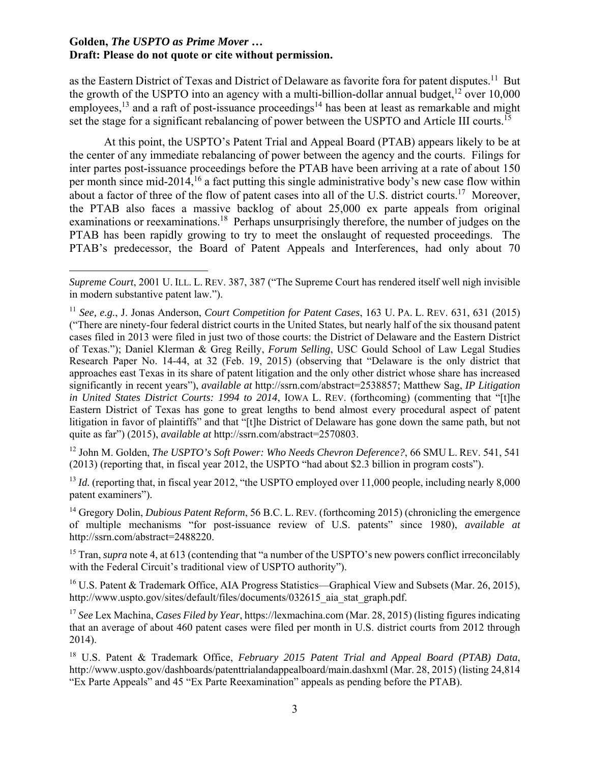as the Eastern District of Texas and District of Delaware as favorite fora for patent disputes.[11] But the growth of the USPTO into an agency with a multi-billion-dollar annual budget,[12] over 10,000 employees,[13] and a raft of post-issuance proceedings[14] has been at least as remarkable and might set the stage for a significant rebalancing of power between the USPTO and Article III courts.[15]

At this point, the USPTO's Patent Trial and Appeal Board (PTAB) appears likely to be at the center of any immediate rebalancing of power between the agency and the courts. Filings for inter partes post-issuance proceedings before the PTAB have been arriving at a rate of about 150 per month since mid-2014,[16] a fact putting this single administrative body's new case flow within about a factor of three of the flow of patent cases into all of the U.S. district courts.[17] Moreover, the PTAB also faces a massive backlog of about 25,000 ex parte appeals from original examinations or reexaminations.[18] Perhaps unsurprisingly therefore, the number of judges on the PTAB has been rapidly growing to try to meet the onslaught of requested proceedings. The PTAB's predecessor, the Board of Patent Appeals and Interferences, had only about 70

---

*Supreme Court*, 2001 U. ILL. L. REV. 387, 387 ("The Supreme Court has rendered itself well nigh invisible in modern substantive patent law.").

[11] *See, e.g.*, J. Jonas Anderson, *Court Competition for Patent Cases*, 163 U. PA. L. REV. 631, 631 (2015) ("There are ninety-four federal district courts in the United States, but nearly half of the six thousand patent cases filed in 2013 were filed in just two of those courts: the District of Delaware and the Eastern District of Texas."); Daniel Klerman & Greg Reilly, *Forum Selling*, USC Gould School of Law Legal Studies Research Paper No. 14-44, at 32 (Feb. 19, 2015) (observing that "Delaware is the only district that approaches east Texas in its share of patent litigation and the only other district whose share has increased significantly in recent years"), *available at* http://ssrn.com/abstract=2538857; Matthew Sag, *IP Litigation in United States District Courts: 1994 to 2014*, IOWA L. REV. (forthcoming) (commenting that "[t]he Eastern District of Texas has gone to great lengths to bend almost every procedural aspect of patent litigation in favor of plaintiffs" and that "[t]he District of Delaware has gone down the same path, but not quite as far") (2015), *available at* http://ssrn.com/abstract=2570803.

[12] John M. Golden, *The USPTO's Soft Power: Who Needs Chevron Deference?*, 66 SMU L. REV. 541, 541 (2013) (reporting that, in fiscal year 2012, the USPTO "had about $2.3 billion in program costs").

[13] *Id.* (reporting that, in fiscal year 2012, "the USPTO employed over 11,000 people, including nearly 8,000 patent examiners").

[14] Gregory Dolin, *Dubious Patent Reform*, 56 B.C. L. REV. (forthcoming 2015) (chronicling the emergence of multiple mechanisms "for post-issuance review of U.S. patents" since 1980), *available at* http://ssrn.com/abstract=2488220.

[15] Tran, *supra* note 4, at 613 (contending that "a number of the USPTO's new powers conflict irreconcilably with the Federal Circuit's traditional view of USPTO authority").

[16] U.S. Patent & Trademark Office, AIA Progress Statistics—Graphical View and Subsets (Mar. 26, 2015), http://www.uspto.gov/sites/default/files/documents/032615_aia_stat_graph.pdf.

[17] *See* Lex Machina, *Cases Filed by Year*, https://lexmachina.com (Mar. 28, 2015) (listing figures indicating that an average of about 460 patent cases were filed per month in U.S. district courts from 2012 through 2014).

[18] U.S. Patent & Trademark Office, *February 2015 Patent Trial and Appeal Board (PTAB) Data*, http://www.uspto.gov/dashboards/patenttrialandappealboard/main.dashxml (Mar. 28, 2015) (listing 24,814 "Ex Parte Appeals" and 45 "Ex Parte Reexamination" appeals as pending before the PTAB).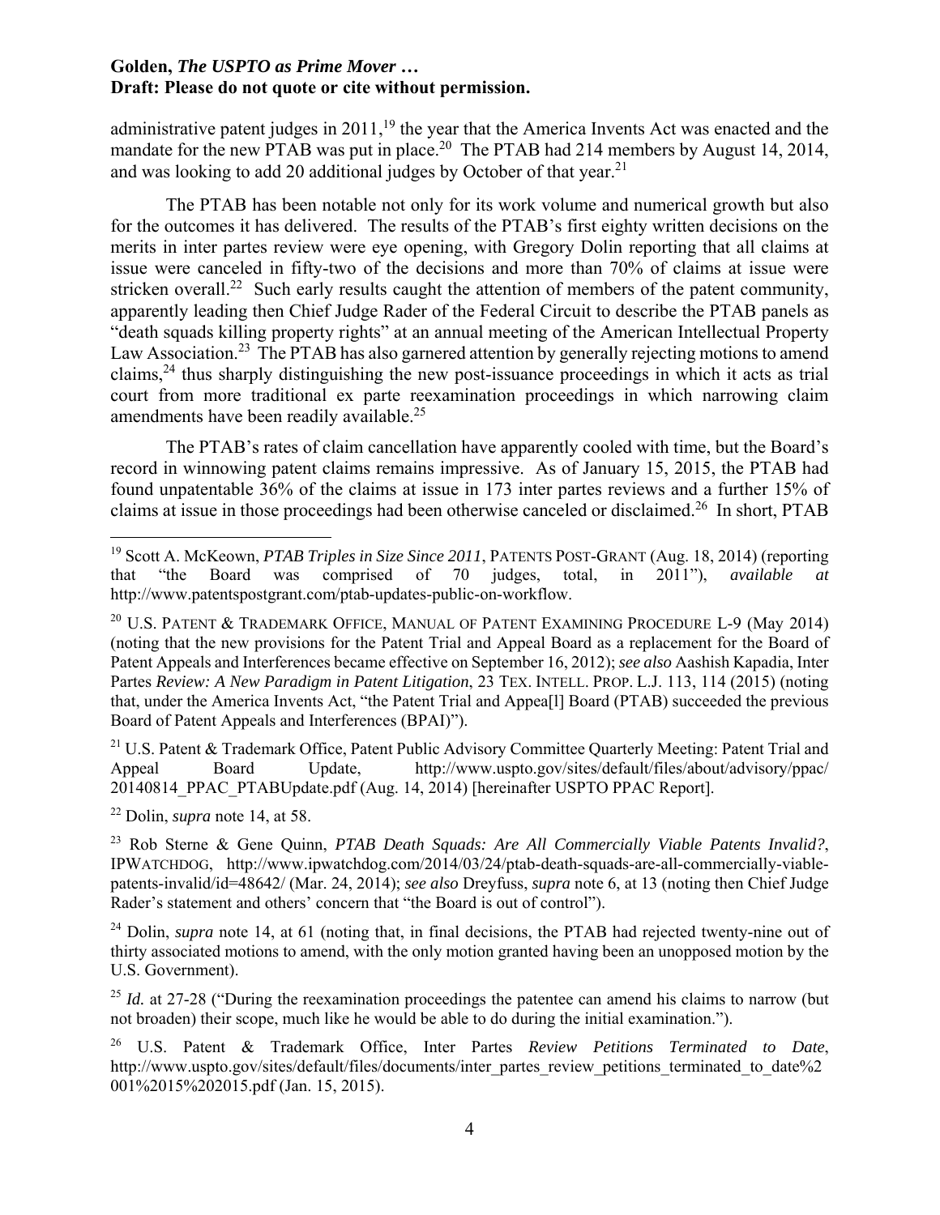administrative patent judges in 2011,[19] the year that the America Invents Act was enacted and the mandate for the new PTAB was put in place.[20] The PTAB had 214 members by August 14, 2014, and was looking to add 20 additional judges by October of that year.[21]

The PTAB has been notable not only for its work volume and numerical growth but also for the outcomes it has delivered. The results of the PTAB's first eighty written decisions on the merits in inter partes review were eye opening, with Gregory Dolin reporting that all claims at issue were canceled in fifty-two of the decisions and more than 70% of claims at issue were stricken overall.[22] Such early results caught the attention of members of the patent community, apparently leading then Chief Judge Rader of the Federal Circuit to describe the PTAB panels as "death squads killing property rights" at an annual meeting of the American Intellectual Property Law Association.[23] The PTAB has also garnered attention by generally rejecting motions to amend claims,[24] thus sharply distinguishing the new post-issuance proceedings in which it acts as trial court from more traditional ex parte reexamination proceedings in which narrowing claim amendments have been readily available.[25]

The PTAB's rates of claim cancellation have apparently cooled with time, but the Board's record in winnowing patent claims remains impressive. As of January 15, 2015, the PTAB had found unpatentable 36% of the claims at issue in 173 inter partes reviews and a further 15% of claims at issue in those proceedings had been otherwise canceled or disclaimed.[26] In short, PTAB

---

[19] Scott A. McKeown, *PTAB Triples in Size Since 2011*, PATENTS POST-GRANT (Aug. 18, 2014) (reporting that "the Board was comprised of 70 judges, total, in 2011"), *available at* http://www.patentspostgrant.com/ptab-updates-public-on-workflow.

[20] U.S. PATENT & TRADEMARK OFFICE, MANUAL OF PATENT EXAMINING PROCEDURE L-9 (May 2014) (noting that the new provisions for the Patent Trial and Appeal Board as a replacement for the Board of Patent Appeals and Interferences became effective on September 16, 2012); *see also* Aashish Kapadia, Inter Partes *Review: A New Paradigm in Patent Litigation*, 23 TEX. INTELL. PROP. L.J. 113, 114 (2015) (noting that, under the America Invents Act, "the Patent Trial and Appea[l] Board (PTAB) succeeded the previous Board of Patent Appeals and Interferences (BPAI)").

[21] U.S. Patent & Trademark Office, Patent Public Advisory Committee Quarterly Meeting: Patent Trial and Appeal Board Update, http://www.uspto.gov/sites/default/files/about/advisory/ppac/20140814_PPAC_PTABUpdate.pdf (Aug. 14, 2014) [hereinafter USPTO PPAC Report].

[22] Dolin, *supra* note 14, at 58.

[23] Rob Sterne & Gene Quinn, *PTAB Death Squads: Are All Commercially Viable Patents Invalid?*, IPWATCHDOG, http://www.ipwatchdog.com/2014/03/24/ptab-death-squads-are-all-commercially-viable-patents-invalid/id=48642/ (Mar. 24, 2014); *see also* Dreyfuss, *supra* note 6, at 13 (noting then Chief Judge Rader's statement and others' concern that "the Board is out of control").

[24] Dolin, *supra* note 14, at 61 (noting that, in final decisions, the PTAB had rejected twenty-nine out of thirty associated motions to amend, with the only motion granted having been an unopposed motion by the U.S. Government).

[25] *Id.* at 27-28 ("During the reexamination proceedings the patentee can amend his claims to narrow (but not broaden) their scope, much like he would be able to do during the initial examination.").

[26] U.S. Patent & Trademark Office, Inter Partes *Review Petitions Terminated to Date*, http://www.uspto.gov/sites/default/files/documents/inter_partes_review_petitions_terminated_to_date%2001%2015%202015.pdf (Jan. 15, 2015).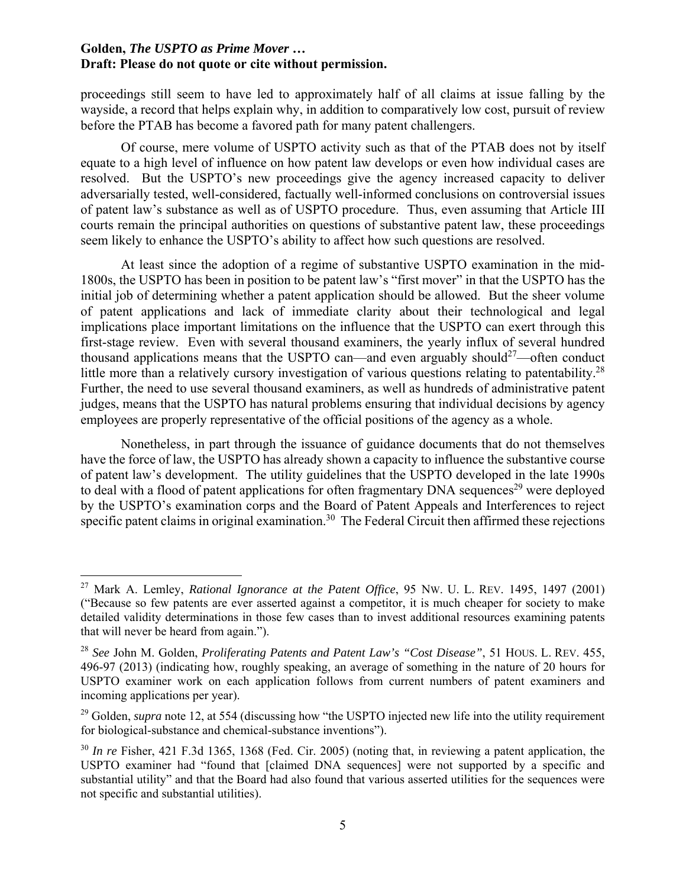proceedings still seem to have led to approximately half of all claims at issue falling by the wayside, a record that helps explain why, in addition to comparatively low cost, pursuit of review before the PTAB has become a favored path for many patent challengers.

Of course, mere volume of USPTO activity such as that of the PTAB does not by itself equate to a high level of influence on how patent law develops or even how individual cases are resolved. But the USPTO's new proceedings give the agency increased capacity to deliver adversarially tested, well-considered, factually well-informed conclusions on controversial issues of patent law's substance as well as of USPTO procedure. Thus, even assuming that Article III courts remain the principal authorities on questions of substantive patent law, these proceedings seem likely to enhance the USPTO's ability to affect how such questions are resolved.

At least since the adoption of a regime of substantive USPTO examination in the mid-1800s, the USPTO has been in position to be patent law's "first mover" in that the USPTO has the initial job of determining whether a patent application should be allowed. But the sheer volume of patent applications and lack of immediate clarity about their technological and legal implications place important limitations on the influence that the USPTO can exert through this first-stage review. Even with several thousand examiners, the yearly influx of several hundred thousand applications means that the USPTO can—and even arguably should[27]—often conduct little more than a relatively cursory investigation of various questions relating to patentability.[28] Further, the need to use several thousand examiners, as well as hundreds of administrative patent judges, means that the USPTO has natural problems ensuring that individual decisions by agency employees are properly representative of the official positions of the agency as a whole.

Nonetheless, in part through the issuance of guidance documents that do not themselves have the force of law, the USPTO has already shown a capacity to influence the substantive course of patent law's development. The utility guidelines that the USPTO developed in the late 1990s to deal with a flood of patent applications for often fragmentary DNA sequences[29] were deployed by the USPTO's examination corps and the Board of Patent Appeals and Interferences to reject specific patent claims in original examination.[30] The Federal Circuit then affirmed these rejections

---

[27] Mark A. Lemley, *Rational Ignorance at the Patent Office*, 95 NW. U. L. REV. 1495, 1497 (2001) ("Because so few patents are ever asserted against a competitor, it is much cheaper for society to make detailed validity determinations in those few cases than to invest additional resources examining patents that will never be heard from again.").

[28] *See* John M. Golden, *Proliferating Patents and Patent Law's "Cost Disease"*, 51 HOUS. L. REV. 455, 496-97 (2013) (indicating how, roughly speaking, an average of something in the nature of 20 hours for USPTO examiner work on each application follows from current numbers of patent examiners and incoming applications per year).

[29] Golden, *supra* note 12, at 554 (discussing how "the USPTO injected new life into the utility requirement for biological-substance and chemical-substance inventions").

[30] *In re* Fisher, 421 F.3d 1365, 1368 (Fed. Cir. 2005) (noting that, in reviewing a patent application, the USPTO examiner had "found that [claimed DNA sequences] were not supported by a specific and substantial utility" and that the Board had also found that various asserted utilities for the sequences were not specific and substantial utilities).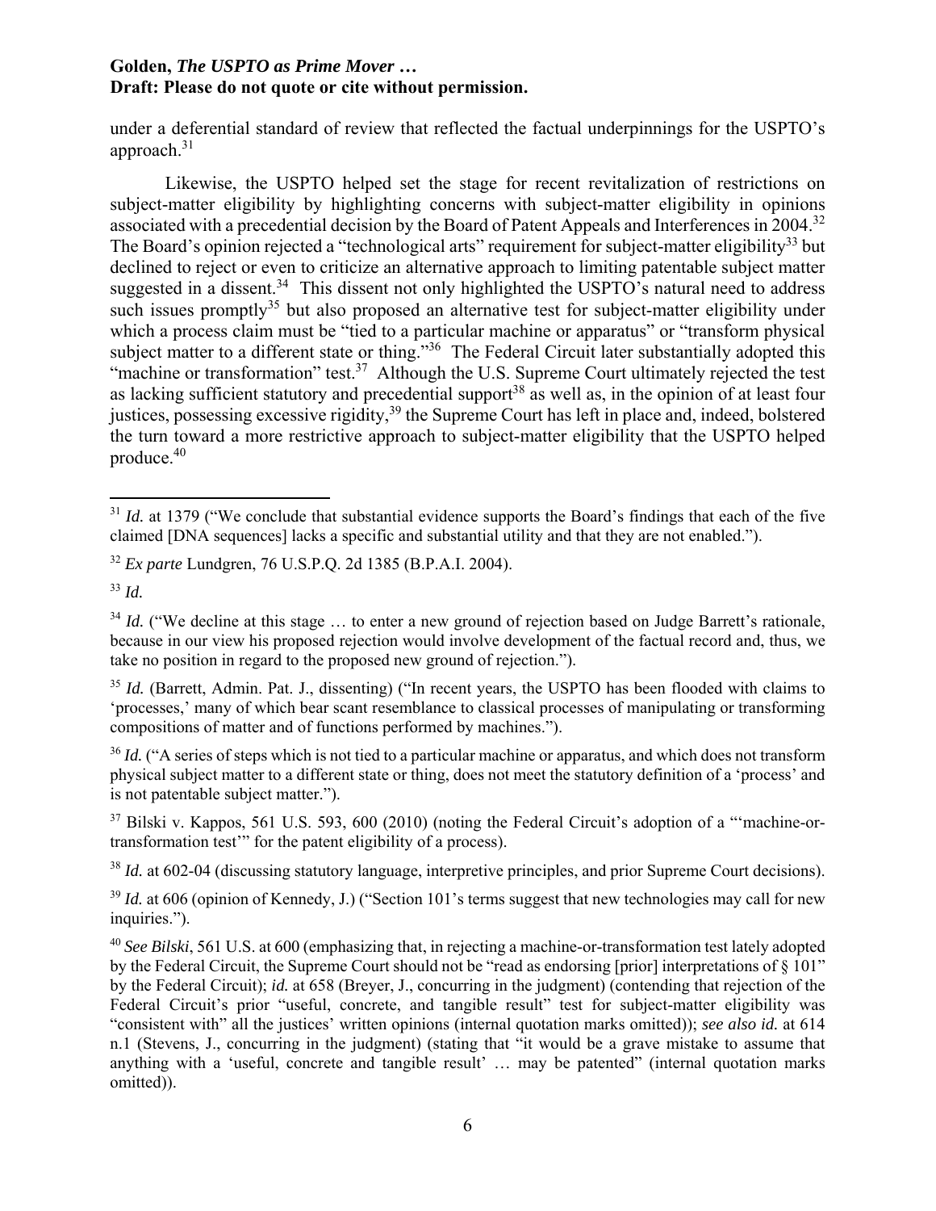under a deferential standard of review that reflected the factual underpinnings for the USPTO's approach.[31]

Likewise, the USPTO helped set the stage for recent revitalization of restrictions on subject-matter eligibility by highlighting concerns with subject-matter eligibility in opinions associated with a precedential decision by the Board of Patent Appeals and Interferences in 2004.[32] The Board's opinion rejected a "technological arts" requirement for subject-matter eligibility[33] but declined to reject or even to criticize an alternative approach to limiting patentable subject matter suggested in a dissent.[34] This dissent not only highlighted the USPTO's natural need to address such issues promptly[35] but also proposed an alternative test for subject-matter eligibility under which a process claim must be "tied to a particular machine or apparatus" or "transform physical subject matter to a different state or thing."[36] The Federal Circuit later substantially adopted this "machine or transformation" test.[37] Although the U.S. Supreme Court ultimately rejected the test as lacking sufficient statutory and precedential support[38] as well as, in the opinion of at least four justices, possessing excessive rigidity,[39] the Supreme Court has left in place and, indeed, bolstered the turn toward a more restrictive approach to subject-matter eligibility that the USPTO helped produce.[40]

---

[31] *Id.* at 1379 ("We conclude that substantial evidence supports the Board's findings that each of the five claimed [DNA sequences] lacks a specific and substantial utility and that they are not enabled.").

[32] *Ex parte* Lundgren, 76 U.S.P.Q. 2d 1385 (B.P.A.I. 2004).

[33] *Id.*

[34] *Id.* ("We decline at this stage … to enter a new ground of rejection based on Judge Barrett's rationale, because in our view his proposed rejection would involve development of the factual record and, thus, we take no position in regard to the proposed new ground of rejection.").

[35] *Id.* (Barrett, Admin. Pat. J., dissenting) ("In recent years, the USPTO has been flooded with claims to 'processes,' many of which bear scant resemblance to classical processes of manipulating or transforming compositions of matter and of functions performed by machines.").

[36] *Id.* ("A series of steps which is not tied to a particular machine or apparatus, and which does not transform physical subject matter to a different state or thing, does not meet the statutory definition of a 'process' and is not patentable subject matter.").

[37] Bilski v. Kappos, 561 U.S. 593, 600 (2010) (noting the Federal Circuit's adoption of a "'machine-or-transformation test'" for the patent eligibility of a process).

[38] *Id.* at 602-04 (discussing statutory language, interpretive principles, and prior Supreme Court decisions).

[39] *Id.* at 606 (opinion of Kennedy, J.) ("Section 101's terms suggest that new technologies may call for new inquiries.").

[40] *See Bilski*, 561 U.S. at 600 (emphasizing that, in rejecting a machine-or-transformation test lately adopted by the Federal Circuit, the Supreme Court should not be "read as endorsing [prior] interpretations of § 101" by the Federal Circuit); *id.* at 658 (Breyer, J., concurring in the judgment) (contending that rejection of the Federal Circuit's prior "useful, concrete, and tangible result" test for subject-matter eligibility was "consistent with" all the justices' written opinions (internal quotation marks omitted)); *see also id.* at 614 n.1 (Stevens, J., concurring in the judgment) (stating that "it would be a grave mistake to assume that anything with a 'useful, concrete and tangible result' … may be patented" (internal quotation marks omitted)).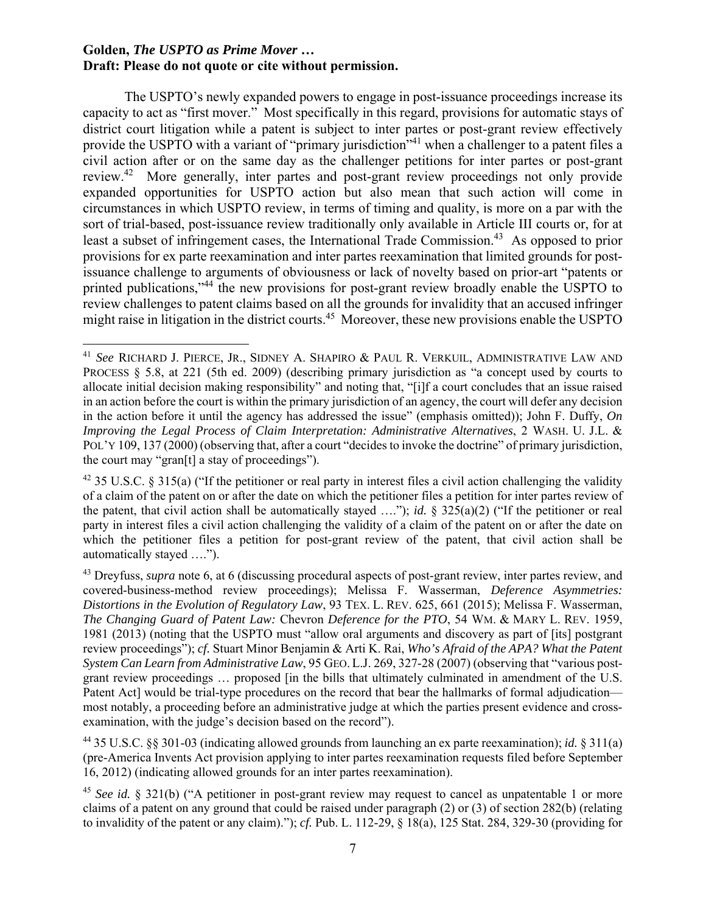The USPTO's newly expanded powers to engage in post-issuance proceedings increase its capacity to act as "first mover." Most specifically in this regard, provisions for automatic stays of district court litigation while a patent is subject to inter partes or post-grant review effectively provide the USPTO with a variant of "primary jurisdiction"[41] when a challenger to a patent files a civil action after or on the same day as the challenger petitions for inter partes or post-grant review.[42] More generally, inter partes and post-grant review proceedings not only provide expanded opportunities for USPTO action but also mean that such action will come in circumstances in which USPTO review, in terms of timing and quality, is more on a par with the sort of trial-based, post-issuance review traditionally only available in Article III courts or, for at least a subset of infringement cases, the International Trade Commission.[43] As opposed to prior provisions for ex parte reexamination and inter partes reexamination that limited grounds for post-issuance challenge to arguments of obviousness or lack of novelty based on prior-art "patents or printed publications,"[44] the new provisions for post-grant review broadly enable the USPTO to review challenges to patent claims based on all the grounds for invalidity that an accused infringer might raise in litigation in the district courts.[45] Moreover, these new provisions enable the USPTO

---

[41] *See* RICHARD J. PIERCE, JR., SIDNEY A. SHAPIRO & PAUL R. VERKUIL, ADMINISTRATIVE LAW AND PROCESS § 5.8, at 221 (5th ed. 2009) (describing primary jurisdiction as "a concept used by courts to allocate initial decision making responsibility" and noting that, "[i]f a court concludes that an issue raised in an action before the court is within the primary jurisdiction of an agency, the court will defer any decision in the action before it until the agency has addressed the issue" (emphasis omitted)); John F. Duffy, *On Improving the Legal Process of Claim Interpretation: Administrative Alternatives*, 2 WASH. U. J.L. & POL'Y 109, 137 (2000) (observing that, after a court "decides to invoke the doctrine" of primary jurisdiction, the court may "gran[t] a stay of proceedings").

[42] 35 U.S.C. § 315(a) ("If the petitioner or real party in interest files a civil action challenging the validity of a claim of the patent on or after the date on which the petitioner files a petition for inter partes review of the patent, that civil action shall be automatically stayed …."); *id.* § 325(a)(2) ("If the petitioner or real party in interest files a civil action challenging the validity of a claim of the patent on or after the date on which the petitioner files a petition for post-grant review of the patent, that civil action shall be automatically stayed ….").

[43] Dreyfuss, *supra* note 6, at 6 (discussing procedural aspects of post-grant review, inter partes review, and covered-business-method review proceedings); Melissa F. Wasserman, *Deference Asymmetries: Distortions in the Evolution of Regulatory Law*, 93 TEX. L. REV. 625, 661 (2015); Melissa F. Wasserman, *The Changing Guard of Patent Law:* Chevron *Deference for the PTO*, 54 WM. & MARY L. REV. 1959, 1981 (2013) (noting that the USPTO must "allow oral arguments and discovery as part of [its] postgrant review proceedings"); *cf.* Stuart Minor Benjamin & Arti K. Rai, *Who's Afraid of the APA? What the Patent System Can Learn from Administrative Law*, 95 GEO. L.J. 269, 327-28 (2007) (observing that "various post-grant review proceedings … proposed [in the bills that ultimately culminated in amendment of the U.S. Patent Act] would be trial-type procedures on the record that bear the hallmarks of formal adjudication—most notably, a proceeding before an administrative judge at which the parties present evidence and cross-examination, with the judge's decision based on the record").

[44] 35 U.S.C. §§ 301-03 (indicating allowed grounds from launching an ex parte reexamination); *id.* § 311(a) (pre-America Invents Act provision applying to inter partes reexamination requests filed before September 16, 2012) (indicating allowed grounds for an inter partes reexamination).

[45] *See id.* § 321(b) ("A petitioner in post-grant review may request to cancel as unpatentable 1 or more claims of a patent on any ground that could be raised under paragraph (2) or (3) of section 282(b) (relating to invalidity of the patent or any claim)."); *cf.* Pub. L. 112-29, § 18(a), 125 Stat. 284, 329-30 (providing for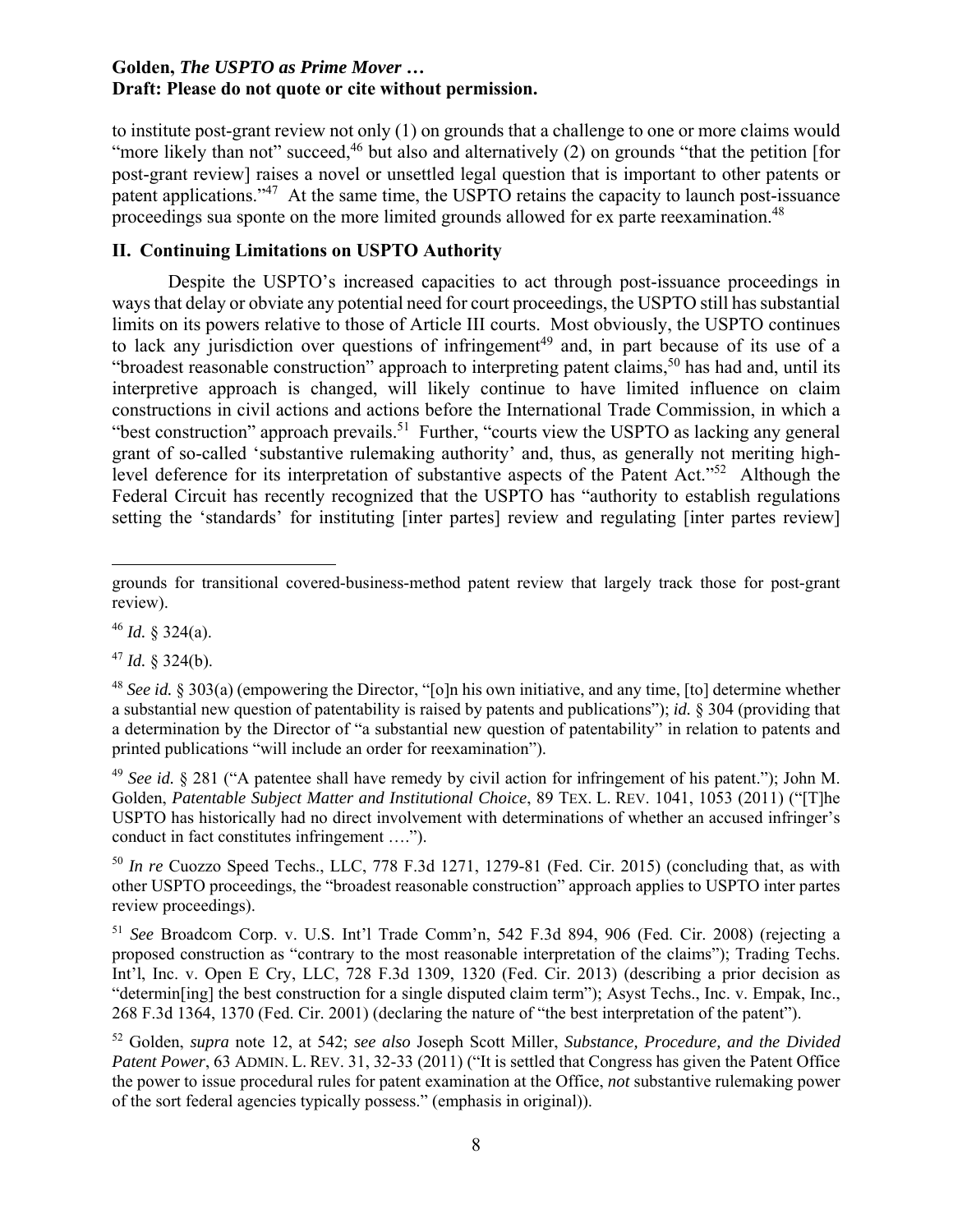to institute post-grant review not only (1) on grounds that a challenge to one or more claims would "more likely than not" succeed,[46] but also and alternatively (2) on grounds "that the petition [for post-grant review] raises a novel or unsettled legal question that is important to other patents or patent applications."[47] At the same time, the USPTO retains the capacity to launch post-issuance proceedings sua sponte on the more limited grounds allowed for ex parte reexamination.[48]

## II. Continuing Limitations on USPTO Authority

Despite the USPTO's increased capacities to act through post-issuance proceedings in ways that delay or obviate any potential need for court proceedings, the USPTO still has substantial limits on its powers relative to those of Article III courts. Most obviously, the USPTO continues to lack any jurisdiction over questions of infringement[49] and, in part because of its use of a "broadest reasonable construction" approach to interpreting patent claims,[50] has had and, until its interpretive approach is changed, will likely continue to have limited influence on claim constructions in civil actions and actions before the International Trade Commission, in which a "best construction" approach prevails.[51] Further, "courts view the USPTO as lacking any general grant of so-called 'substantive rulemaking authority' and, thus, as generally not meriting high-level deference for its interpretation of substantive aspects of the Patent Act."[52] Although the Federal Circuit has recently recognized that the USPTO has "authority to establish regulations setting the 'standards' for instituting [inter partes] review and regulating [inter partes review]

---

grounds for transitional covered-business-method patent review that largely track those for post-grant review).

[46] *Id.* § 324(a).

[47] *Id.* § 324(b).

[48] *See id.* § 303(a) (empowering the Director, "[o]n his own initiative, and any time, [to] determine whether a substantial new question of patentability is raised by patents and publications"); *id.* § 304 (providing that a determination by the Director of "a substantial new question of patentability" in relation to patents and printed publications "will include an order for reexamination").

[49] *See id.* § 281 ("A patentee shall have remedy by civil action for infringement of his patent."); John M. Golden, *Patentable Subject Matter and Institutional Choice*, 89 TEX. L. REV. 1041, 1053 (2011) ("[T]he USPTO has historically had no direct involvement with determinations of whether an accused infringer's conduct in fact constitutes infringement ….").

[50] *In re* Cuozzo Speed Techs., LLC, 778 F.3d 1271, 1279-81 (Fed. Cir. 2015) (concluding that, as with other USPTO proceedings, the "broadest reasonable construction" approach applies to USPTO inter partes review proceedings).

[51] *See* Broadcom Corp. v. U.S. Int'l Trade Comm'n, 542 F.3d 894, 906 (Fed. Cir. 2008) (rejecting a proposed construction as "contrary to the most reasonable interpretation of the claims"); Trading Techs. Int'l, Inc. v. Open E Cry, LLC, 728 F.3d 1309, 1320 (Fed. Cir. 2013) (describing a prior decision as "determin[ing] the best construction for a single disputed claim term"); Asyst Techs., Inc. v. Empak, Inc., 268 F.3d 1364, 1370 (Fed. Cir. 2001) (declaring the nature of "the best interpretation of the patent").

[52] Golden, *supra* note 12, at 542; *see also* Joseph Scott Miller, *Substance, Procedure, and the Divided Patent Power*, 63 ADMIN. L. REV. 31, 32-33 (2011) ("It is settled that Congress has given the Patent Office the power to issue procedural rules for patent examination at the Office, *not* substantive rulemaking power of the sort federal agencies typically possess." (emphasis in original)).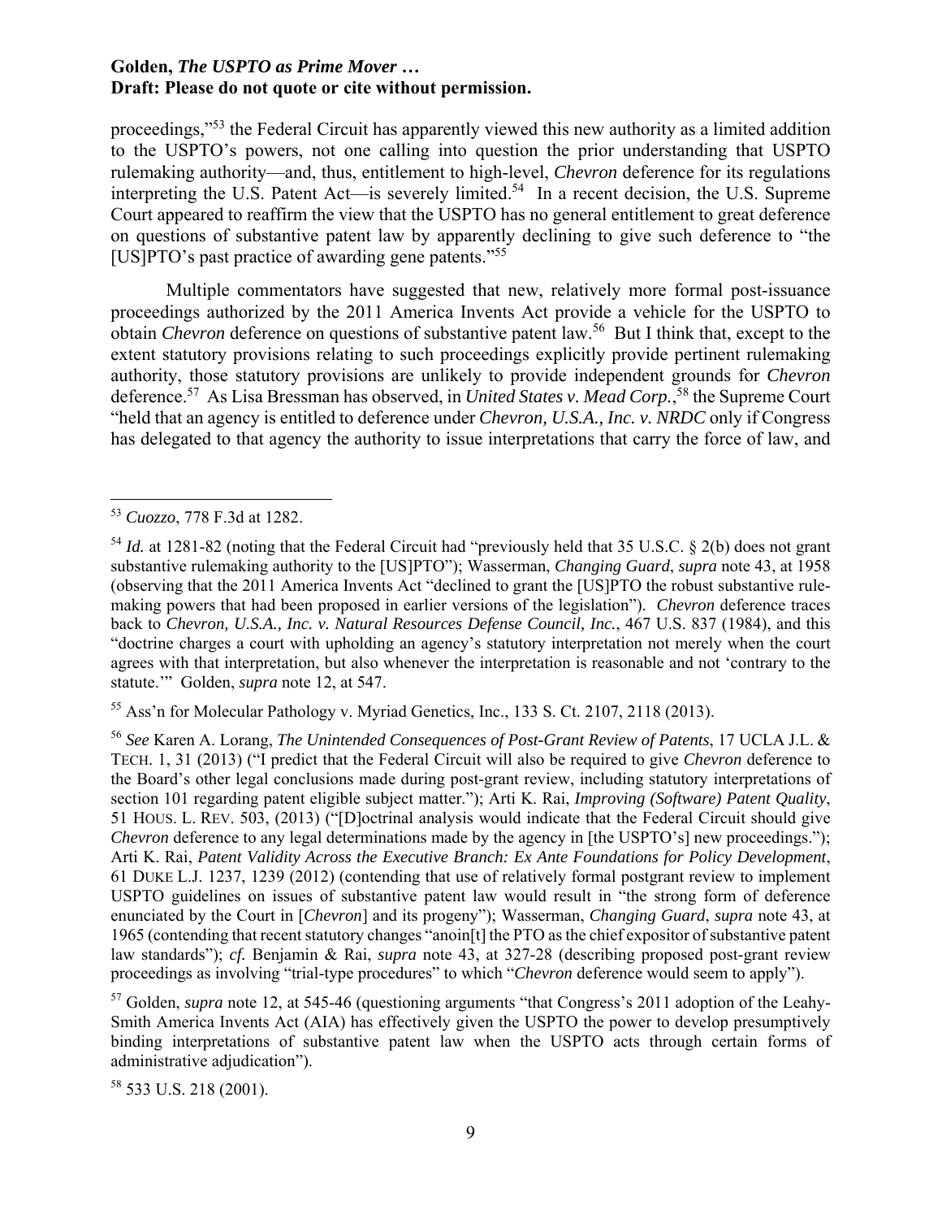proceedings,"[53] the Federal Circuit has apparently viewed this new authority as a limited addition to the USPTO's powers, not one calling into question the prior understanding that USPTO rulemaking authority—and, thus, entitlement to high-level, *Chevron* deference for its regulations interpreting the U.S. Patent Act—is severely limited.[54] In a recent decision, the U.S. Supreme Court appeared to reaffirm the view that the USPTO has no general entitlement to great deference on questions of substantive patent law by apparently declining to give such deference to "the [US]PTO's past practice of awarding gene patents."[55]

Multiple commentators have suggested that new, relatively more formal post-issuance proceedings authorized by the 2011 America Invents Act provide a vehicle for the USPTO to obtain *Chevron* deference on questions of substantive patent law.[56] But I think that, except to the extent statutory provisions relating to such proceedings explicitly provide pertinent rulemaking authority, those statutory provisions are unlikely to provide independent grounds for *Chevron* deference.[57] As Lisa Bressman has observed, in *United States v. Mead Corp.*,[58] the Supreme Court "held that an agency is entitled to deference under *Chevron, U.S.A., Inc. v. NRDC* only if Congress has delegated to that agency the authority to issue interpretations that carry the force of law, and

---

[53] *Cuozzo*, 778 F.3d at 1282.

[54] *Id.* at 1281-82 (noting that the Federal Circuit had "previously held that 35 U.S.C. § 2(b) does not grant substantive rulemaking authority to the [US]PTO"); Wasserman, *Changing Guard*, *supra* note 43, at 1958 (observing that the 2011 America Invents Act "declined to grant the [US]PTO the robust substantive rule-making powers that had been proposed in earlier versions of the legislation"). *Chevron* deference traces back to *Chevron, U.S.A., Inc. v. Natural Resources Defense Council, Inc.*, 467 U.S. 837 (1984), and this "doctrine charges a court with upholding an agency's statutory interpretation not merely when the court agrees with that interpretation, but also whenever the interpretation is reasonable and not 'contrary to the statute.'" Golden, *supra* note 12, at 547.

[55] Ass'n for Molecular Pathology v. Myriad Genetics, Inc., 133 S. Ct. 2107, 2118 (2013).

[56] *See* Karen A. Lorang, *The Unintended Consequences of Post-Grant Review of Patents*, 17 UCLA J.L. & TECH. 1, 31 (2013) ("I predict that the Federal Circuit will also be required to give *Chevron* deference to the Board's other legal conclusions made during post-grant review, including statutory interpretations of section 101 regarding patent eligible subject matter."); Arti K. Rai, *Improving (Software) Patent Quality*, 51 HOUS. L. REV. 503, (2013) ("[D]octrinal analysis would indicate that the Federal Circuit should give *Chevron* deference to any legal determinations made by the agency in [the USPTO's] new proceedings."); Arti K. Rai, *Patent Validity Across the Executive Branch: Ex Ante Foundations for Policy Development*, 61 DUKE L.J. 1237, 1239 (2012) (contending that use of relatively formal postgrant review to implement USPTO guidelines on issues of substantive patent law would result in "the strong form of deference enunciated by the Court in [*Chevron*] and its progeny"); Wasserman, *Changing Guard*, *supra* note 43, at 1965 (contending that recent statutory changes "anoin[t] the PTO as the chief expositor of substantive patent law standards"); *cf.* Benjamin & Rai, *supra* note 43, at 327-28 (describing proposed post-grant review proceedings as involving "trial-type procedures" to which "*Chevron* deference would seem to apply").

[57] Golden, *supra* note 12, at 545-46 (questioning arguments "that Congress's 2011 adoption of the Leahy-Smith America Invents Act (AIA) has effectively given the USPTO the power to develop presumptively binding interpretations of substantive patent law when the USPTO acts through certain forms of administrative adjudication").

[58] 533 U.S. 218 (2001).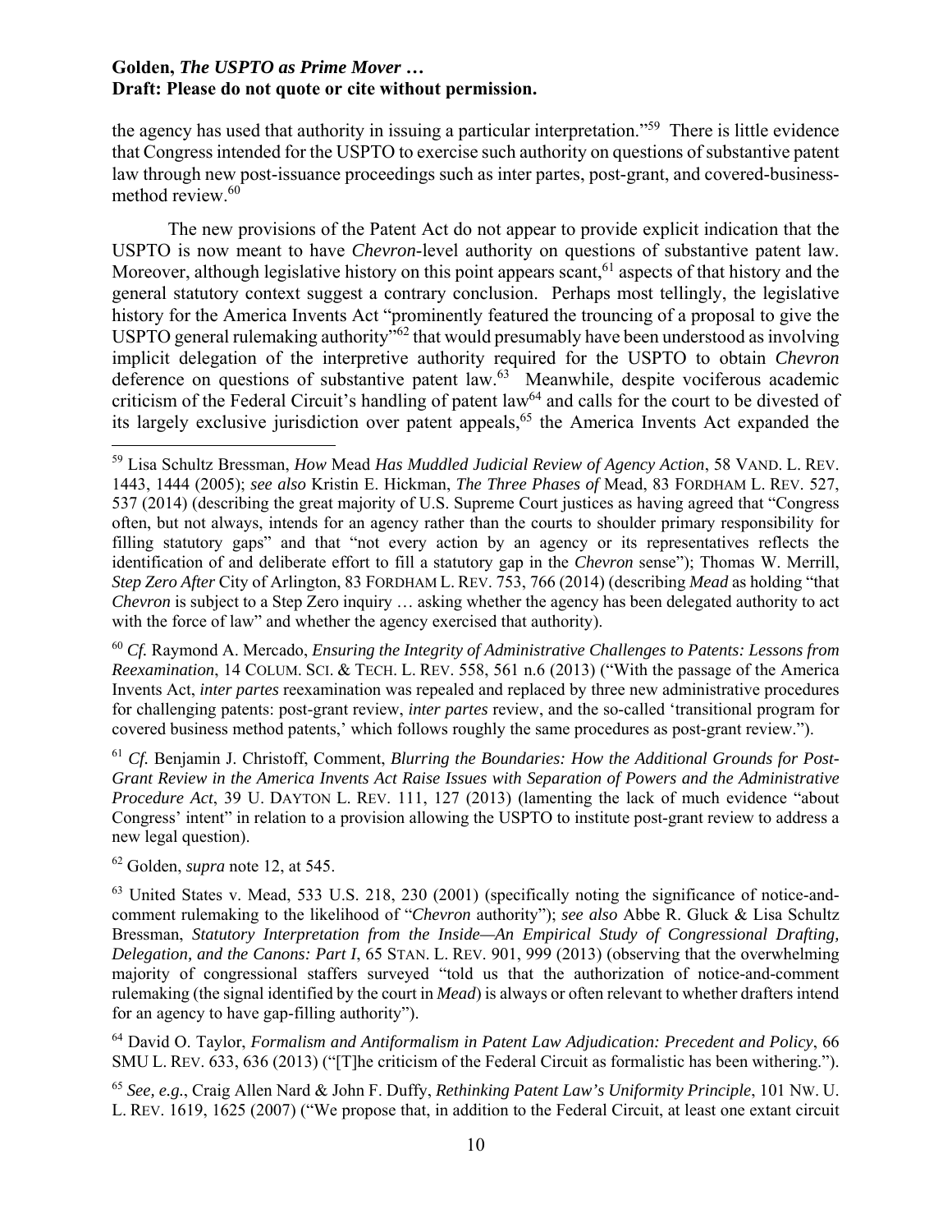the agency has used that authority in issuing a particular interpretation."[59] There is little evidence that Congress intended for the USPTO to exercise such authority on questions of substantive patent law through new post-issuance proceedings such as inter partes, post-grant, and covered-business-method review.[60]

The new provisions of the Patent Act do not appear to provide explicit indication that the USPTO is now meant to have *Chevron*-level authority on questions of substantive patent law. Moreover, although legislative history on this point appears scant,[61] aspects of that history and the general statutory context suggest a contrary conclusion. Perhaps most tellingly, the legislative history for the America Invents Act "prominently featured the trouncing of a proposal to give the USPTO general rulemaking authority"[62] that would presumably have been understood as involving implicit delegation of the interpretive authority required for the USPTO to obtain *Chevron* deference on questions of substantive patent law.[63] Meanwhile, despite vociferous academic criticism of the Federal Circuit's handling of patent law[64] and calls for the court to be divested of its largely exclusive jurisdiction over patent appeals,[65] the America Invents Act expanded the

---

[59] Lisa Schultz Bressman, *How* Mead *Has Muddled Judicial Review of Agency Action*, 58 VAND. L. REV. 1443, 1444 (2005); *see also* Kristin E. Hickman, *The Three Phases of* Mead, 83 FORDHAM L. REV. 527, 537 (2014) (describing the great majority of U.S. Supreme Court justices as having agreed that "Congress often, but not always, intends for an agency rather than the courts to shoulder primary responsibility for filling statutory gaps" and that "not every action by an agency or its representatives reflects the identification of and deliberate effort to fill a statutory gap in the *Chevron* sense"); Thomas W. Merrill, *Step Zero After* City of Arlington, 83 FORDHAM L. REV. 753, 766 (2014) (describing *Mead* as holding "that *Chevron* is subject to a Step Zero inquiry … asking whether the agency has been delegated authority to act with the force of law" and whether the agency exercised that authority).

[60] *Cf.* Raymond A. Mercado, *Ensuring the Integrity of Administrative Challenges to Patents: Lessons from Reexamination*, 14 COLUM. SCI. & TECH. L. REV. 558, 561 n.6 (2013) ("With the passage of the America Invents Act, *inter partes* reexamination was repealed and replaced by three new administrative procedures for challenging patents: post-grant review, *inter partes* review, and the so-called 'transitional program for covered business method patents,' which follows roughly the same procedures as post-grant review.").

[61] *Cf.* Benjamin J. Christoff, Comment, *Blurring the Boundaries: How the Additional Grounds for Post-Grant Review in the America Invents Act Raise Issues with Separation of Powers and the Administrative Procedure Act*, 39 U. DAYTON L. REV. 111, 127 (2013) (lamenting the lack of much evidence "about Congress' intent" in relation to a provision allowing the USPTO to institute post-grant review to address a new legal question).

[62] Golden, *supra* note 12, at 545.

[63] United States v. Mead, 533 U.S. 218, 230 (2001) (specifically noting the significance of notice-and-comment rulemaking to the likelihood of "*Chevron* authority"); *see also* Abbe R. Gluck & Lisa Schultz Bressman, *Statutory Interpretation from the Inside—An Empirical Study of Congressional Drafting, Delegation, and the Canons: Part I*, 65 STAN. L. REV. 901, 999 (2013) (observing that the overwhelming majority of congressional staffers surveyed "told us that the authorization of notice-and-comment rulemaking (the signal identified by the court in *Mead*) is always or often relevant to whether drafters intend for an agency to have gap-filling authority").

[64] David O. Taylor, *Formalism and Antiformalism in Patent Law Adjudication: Precedent and Policy*, 66 SMU L. REV. 633, 636 (2013) ("[T]he criticism of the Federal Circuit as formalistic has been withering.").

[65] *See, e.g.*, Craig Allen Nard & John F. Duffy, *Rethinking Patent Law's Uniformity Principle*, 101 NW. U. L. REV. 1619, 1625 (2007) ("We propose that, in addition to the Federal Circuit, at least one extant circuit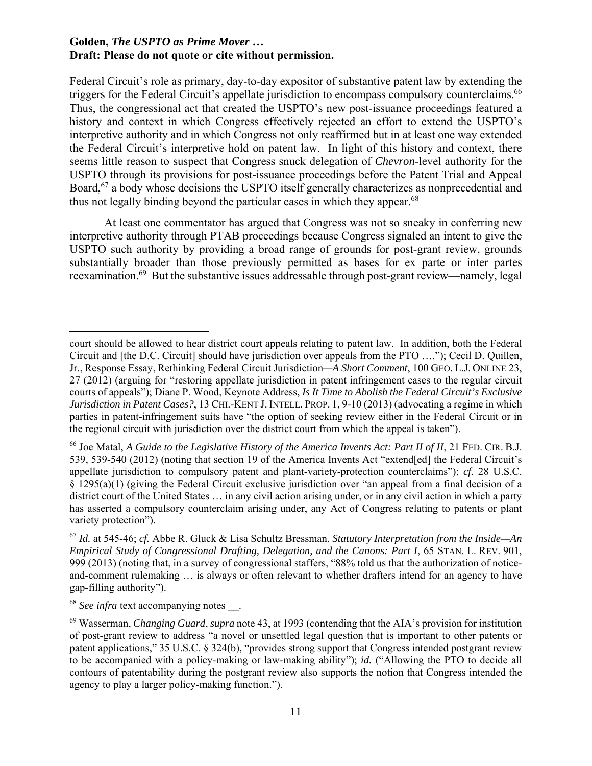Federal Circuit's role as primary, day-to-day expositor of substantive patent law by extending the triggers for the Federal Circuit's appellate jurisdiction to encompass compulsory counterclaims.[66] Thus, the congressional act that created the USPTO's new post-issuance proceedings featured a history and context in which Congress effectively rejected an effort to extend the USPTO's interpretive authority and in which Congress not only reaffirmed but in at least one way extended the Federal Circuit's interpretive hold on patent law. In light of this history and context, there seems little reason to suspect that Congress snuck delegation of *Chevron*-level authority for the USPTO through its provisions for post-issuance proceedings before the Patent Trial and Appeal Board,[67] a body whose decisions the USPTO itself generally characterizes as nonprecedential and thus not legally binding beyond the particular cases in which they appear.[68]

At least one commentator has argued that Congress was not so sneaky in conferring new interpretive authority through PTAB proceedings because Congress signaled an intent to give the USPTO such authority by providing a broad range of grounds for post-grant review, grounds substantially broader than those previously permitted as bases for ex parte or inter partes reexamination.[69] But the substantive issues addressable through post-grant review—namely, legal

---

court should be allowed to hear district court appeals relating to patent law. In addition, both the Federal Circuit and [the D.C. Circuit] should have jurisdiction over appeals from the PTO …."); Cecil D. Quillen, Jr., Response Essay, Rethinking Federal Circuit Jurisdiction—*A Short Comment*, 100 GEO. L.J. ONLINE 23, 27 (2012) (arguing for "restoring appellate jurisdiction in patent infringement cases to the regular circuit courts of appeals"); Diane P. Wood, Keynote Address, *Is It Time to Abolish the Federal Circuit's Exclusive Jurisdiction in Patent Cases?*, 13 CHI.-KENT J. INTELL. PROP. 1, 9-10 (2013) (advocating a regime in which parties in patent-infringement suits have "the option of seeking review either in the Federal Circuit or in the regional circuit with jurisdiction over the district court from which the appeal is taken").

[66] Joe Matal, *A Guide to the Legislative History of the America Invents Act: Part II of II*, 21 FED. CIR. B.J. 539, 539-540 (2012) (noting that section 19 of the America Invents Act "extend[ed] the Federal Circuit's appellate jurisdiction to compulsory patent and plant-variety-protection counterclaims"); *cf.* 28 U.S.C. § 1295(a)(1) (giving the Federal Circuit exclusive jurisdiction over "an appeal from a final decision of a district court of the United States … in any civil action arising under, or in any civil action in which a party has asserted a compulsory counterclaim arising under, any Act of Congress relating to patents or plant variety protection").

[67] *Id.* at 545-46; *cf.* Abbe R. Gluck & Lisa Schultz Bressman, *Statutory Interpretation from the Inside—An Empirical Study of Congressional Drafting, Delegation, and the Canons: Part I*, 65 STAN. L. REV. 901, 999 (2013) (noting that, in a survey of congressional staffers, "88% told us that the authorization of notice-and-comment rulemaking … is always or often relevant to whether drafters intend for an agency to have gap-filling authority").

[68] *See infra* text accompanying notes __.

[69] Wasserman, *Changing Guard*, *supra* note 43, at 1993 (contending that the AIA's provision for institution of post-grant review to address "a novel or unsettled legal question that is important to other patents or patent applications," 35 U.S.C. § 324(b), "provides strong support that Congress intended postgrant review to be accompanied with a policy-making or law-making ability"); *id.* ("Allowing the PTO to decide all contours of patentability during the postgrant review also supports the notion that Congress intended the agency to play a larger policy-making function.").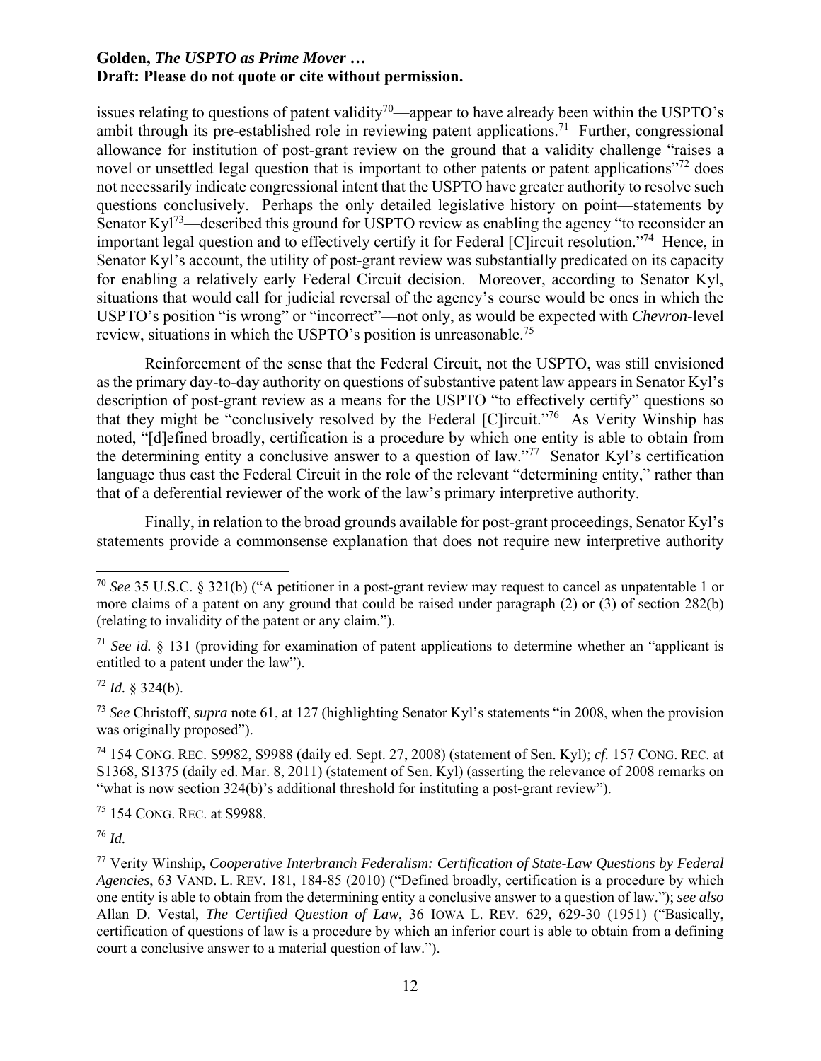issues relating to questions of patent validity[70]—appear to have already been within the USPTO's ambit through its pre-established role in reviewing patent applications.[71] Further, congressional allowance for institution of post-grant review on the ground that a validity challenge "raises a novel or unsettled legal question that is important to other patents or patent applications"[72] does not necessarily indicate congressional intent that the USPTO have greater authority to resolve such questions conclusively. Perhaps the only detailed legislative history on point—statements by Senator Kyl[73]—described this ground for USPTO review as enabling the agency "to reconsider an important legal question and to effectively certify it for Federal [C]ircuit resolution."[74] Hence, in Senator Kyl's account, the utility of post-grant review was substantially predicated on its capacity for enabling a relatively early Federal Circuit decision. Moreover, according to Senator Kyl, situations that would call for judicial reversal of the agency's course would be ones in which the USPTO's position "is wrong" or "incorrect"—not only, as would be expected with *Chevron*-level review, situations in which the USPTO's position is unreasonable.[75]

Reinforcement of the sense that the Federal Circuit, not the USPTO, was still envisioned as the primary day-to-day authority on questions of substantive patent law appears in Senator Kyl's description of post-grant review as a means for the USPTO "to effectively certify" questions so that they might be "conclusively resolved by the Federal [C]ircuit."[76] As Verity Winship has noted, "[d]efined broadly, certification is a procedure by which one entity is able to obtain from the determining entity a conclusive answer to a question of law."[77] Senator Kyl's certification language thus cast the Federal Circuit in the role of the relevant "determining entity," rather than that of a deferential reviewer of the work of the law's primary interpretive authority.

Finally, in relation to the broad grounds available for post-grant proceedings, Senator Kyl's statements provide a commonsense explanation that does not require new interpretive authority

---

[70] *See* 35 U.S.C. § 321(b) ("A petitioner in a post-grant review may request to cancel as unpatentable 1 or more claims of a patent on any ground that could be raised under paragraph (2) or (3) of section 282(b) (relating to invalidity of the patent or any claim.").

[71] *See id.* § 131 (providing for examination of patent applications to determine whether an "applicant is entitled to a patent under the law").

[72] *Id.* § 324(b).

[73] *See* Christoff, *supra* note 61, at 127 (highlighting Senator Kyl's statements "in 2008, when the provision was originally proposed").

[74] 154 CONG. REC. S9982, S9988 (daily ed. Sept. 27, 2008) (statement of Sen. Kyl); *cf.* 157 CONG. REC. at S1368, S1375 (daily ed. Mar. 8, 2011) (statement of Sen. Kyl) (asserting the relevance of 2008 remarks on "what is now section 324(b)'s additional threshold for instituting a post-grant review").

[75] 154 CONG. REC. at S9988.

[76] *Id.*

[77] Verity Winship, *Cooperative Interbranch Federalism: Certification of State-Law Questions by Federal Agencies*, 63 VAND. L. REV. 181, 184-85 (2010) ("Defined broadly, certification is a procedure by which one entity is able to obtain from the determining entity a conclusive answer to a question of law."); *see also* Allan D. Vestal, *The Certified Question of Law*, 36 IOWA L. REV. 629, 629-30 (1951) ("Basically, certification of questions of law is a procedure by which an inferior court is able to obtain from a defining court a conclusive answer to a material question of law.").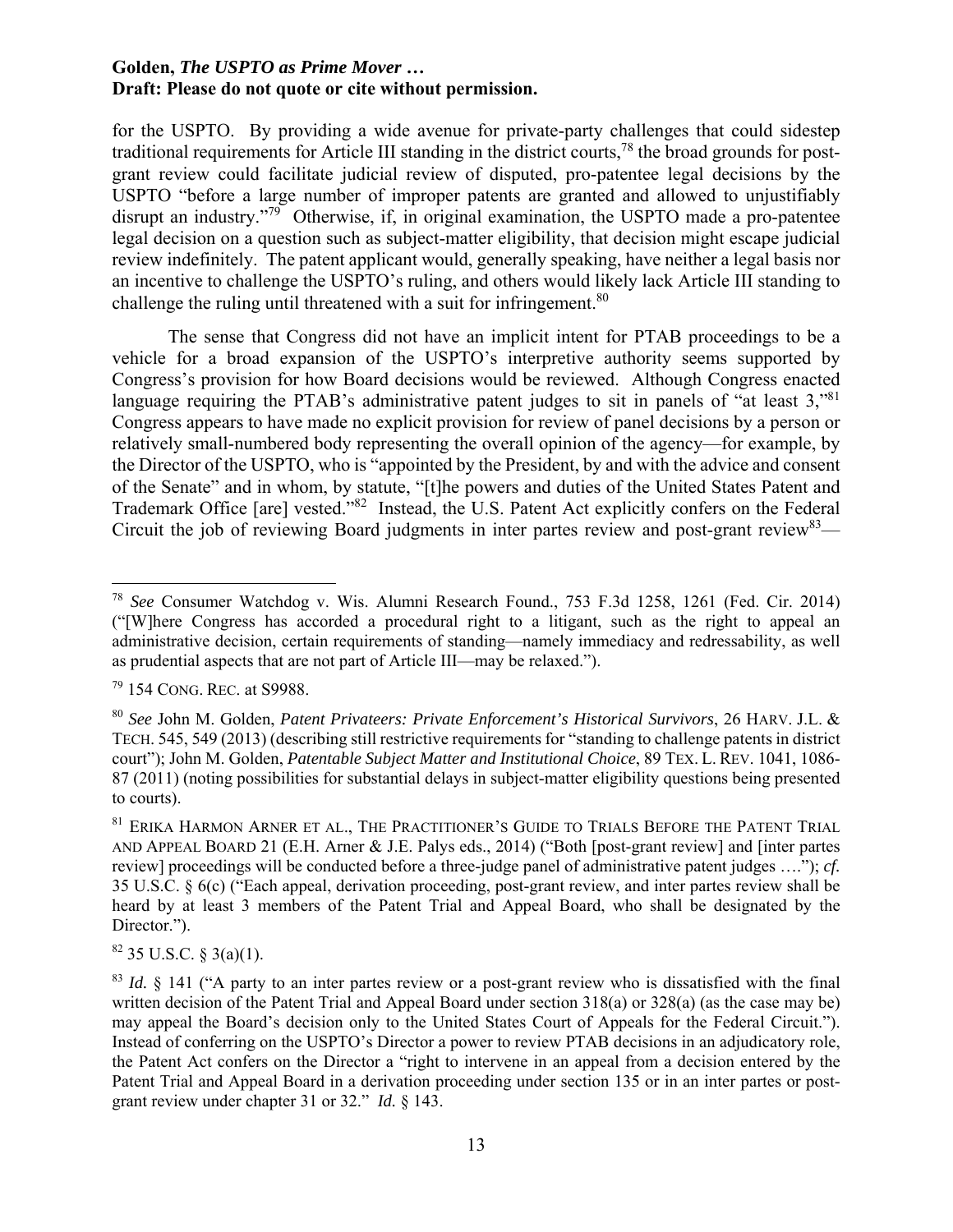for the USPTO. By providing a wide avenue for private-party challenges that could sidestep traditional requirements for Article III standing in the district courts,[78] the broad grounds for post-grant review could facilitate judicial review of disputed, pro-patentee legal decisions by the USPTO "before a large number of improper patents are granted and allowed to unjustifiably disrupt an industry."[79] Otherwise, if, in original examination, the USPTO made a pro-patentee legal decision on a question such as subject-matter eligibility, that decision might escape judicial review indefinitely. The patent applicant would, generally speaking, have neither a legal basis nor an incentive to challenge the USPTO's ruling, and others would likely lack Article III standing to challenge the ruling until threatened with a suit for infringement.[80]

The sense that Congress did not have an implicit intent for PTAB proceedings to be a vehicle for a broad expansion of the USPTO's interpretive authority seems supported by Congress's provision for how Board decisions would be reviewed. Although Congress enacted language requiring the PTAB's administrative patent judges to sit in panels of "at least 3,"[81] Congress appears to have made no explicit provision for review of panel decisions by a person or relatively small-numbered body representing the overall opinion of the agency—for example, by the Director of the USPTO, who is "appointed by the President, by and with the advice and consent of the Senate" and in whom, by statute, "[t]he powers and duties of the United States Patent and Trademark Office [are] vested."[82] Instead, the U.S. Patent Act explicitly confers on the Federal Circuit the job of reviewing Board judgments in inter partes review and post-grant review[83]—

---

[78] *See* Consumer Watchdog v. Wis. Alumni Research Found., 753 F.3d 1258, 1261 (Fed. Cir. 2014) ("[W]here Congress has accorded a procedural right to a litigant, such as the right to appeal an administrative decision, certain requirements of standing—namely immediacy and redressability, as well as prudential aspects that are not part of Article III—may be relaxed.").

[79] 154 CONG. REC. at S9988.

[80] *See* John M. Golden, *Patent Privateers: Private Enforcement's Historical Survivors*, 26 HARV. J.L. & TECH. 545, 549 (2013) (describing still restrictive requirements for "standing to challenge patents in district court"); John M. Golden, *Patentable Subject Matter and Institutional Choice*, 89 TEX. L. REV. 1041, 1086-87 (2011) (noting possibilities for substantial delays in subject-matter eligibility questions being presented to courts).

[81] ERIKA HARMON ARNER ET AL., THE PRACTITIONER'S GUIDE TO TRIALS BEFORE THE PATENT TRIAL AND APPEAL BOARD 21 (E.H. Arner & J.E. Palys eds., 2014) ("Both [post-grant review] and [inter partes review] proceedings will be conducted before a three-judge panel of administrative patent judges ...."); *cf.* 35 U.S.C. § 6(c) ("Each appeal, derivation proceeding, post-grant review, and inter partes review shall be heard by at least 3 members of the Patent Trial and Appeal Board, who shall be designated by the Director.").

[82] 35 U.S.C. § 3(a)(1).

[83] *Id.* § 141 ("A party to an inter partes review or a post-grant review who is dissatisfied with the final written decision of the Patent Trial and Appeal Board under section 318(a) or 328(a) (as the case may be) may appeal the Board's decision only to the United States Court of Appeals for the Federal Circuit."). Instead of conferring on the USPTO's Director a power to review PTAB decisions in an adjudicatory role, the Patent Act confers on the Director a "right to intervene in an appeal from a decision entered by the Patent Trial and Appeal Board in a derivation proceeding under section 135 or in an inter partes or post-grant review under chapter 31 or 32." *Id.* § 143.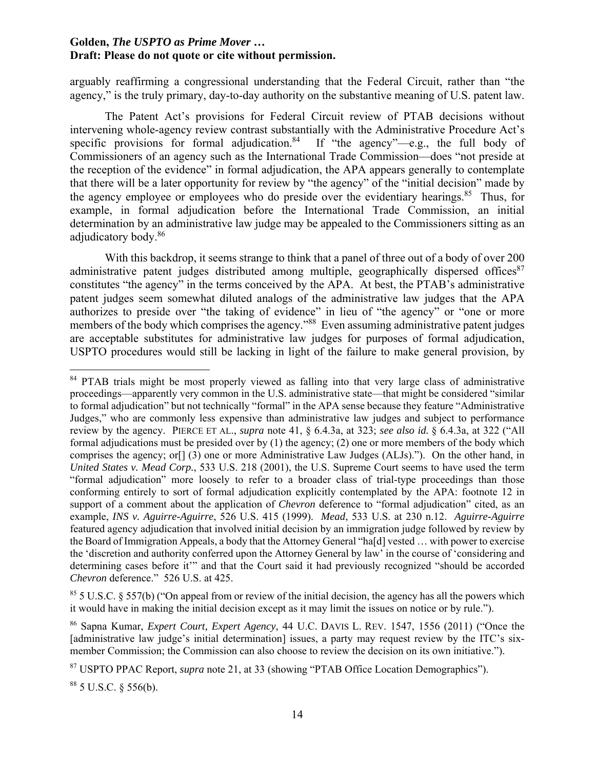arguably reaffirming a congressional understanding that the Federal Circuit, rather than "the agency," is the truly primary, day-to-day authority on the substantive meaning of U.S. patent law.

The Patent Act's provisions for Federal Circuit review of PTAB decisions without intervening whole-agency review contrast substantially with the Administrative Procedure Act's specific provisions for formal adjudication.[84] If "the agency"—e.g., the full body of Commissioners of an agency such as the International Trade Commission—does "not preside at the reception of the evidence" in formal adjudication, the APA appears generally to contemplate that there will be a later opportunity for review by "the agency" of the "initial decision" made by the agency employee or employees who do preside over the evidentiary hearings.[85] Thus, for example, in formal adjudication before the International Trade Commission, an initial determination by an administrative law judge may be appealed to the Commissioners sitting as an adjudicatory body.[86]

With this backdrop, it seems strange to think that a panel of three out of a body of over 200 administrative patent judges distributed among multiple, geographically dispersed offices[87] constitutes "the agency" in the terms conceived by the APA. At best, the PTAB's administrative patent judges seem somewhat diluted analogs of the administrative law judges that the APA authorizes to preside over "the taking of evidence" in lieu of "the agency" or "one or more members of the body which comprises the agency."[88] Even assuming administrative patent judges are acceptable substitutes for administrative law judges for purposes of formal adjudication, USPTO procedures would still be lacking in light of the failure to make general provision, by

---

[84] PTAB trials might be most properly viewed as falling into that very large class of administrative proceedings—apparently very common in the U.S. administrative state—that might be considered "similar to formal adjudication" but not technically "formal" in the APA sense because they feature "Administrative Judges," who are commonly less expensive than administrative law judges and subject to performance review by the agency. PIERCE ET AL., *supra* note 41, § 6.4.3a, at 323; *see also id.* § 6.4.3a, at 322 ("All formal adjudications must be presided over by (1) the agency; (2) one or more members of the body which comprises the agency; or[] (3) one or more Administrative Law Judges (ALJs)."). On the other hand, in *United States v. Mead Corp.*, 533 U.S. 218 (2001), the U.S. Supreme Court seems to have used the term "formal adjudication" more loosely to refer to a broader class of trial-type proceedings than those conforming entirely to sort of formal adjudication explicitly contemplated by the APA: footnote 12 in support of a comment about the application of *Chevron* deference to "formal adjudication" cited, as an example, *INS v. Aguirre-Aguirre*, 526 U.S. 415 (1999). *Mead*, 533 U.S. at 230 n.12. *Aguirre-Aguirre* featured agency adjudication that involved initial decision by an immigration judge followed by review by the Board of Immigration Appeals, a body that the Attorney General "ha[d] vested … with power to exercise the 'discretion and authority conferred upon the Attorney General by law' in the course of 'considering and determining cases before it'" and that the Court said it had previously recognized "should be accorded *Chevron* deference." 526 U.S. at 425.

[85] 5 U.S.C. § 557(b) ("On appeal from or review of the initial decision, the agency has all the powers which it would have in making the initial decision except as it may limit the issues on notice or by rule.").

[86] Sapna Kumar, *Expert Court, Expert Agency*, 44 U.C. DAVIS L. REV. 1547, 1556 (2011) ("Once the [administrative law judge's initial determination] issues, a party may request review by the ITC's six-member Commission; the Commission can also choose to review the decision on its own initiative.").

[87] USPTO PPAC Report, *supra* note 21, at 33 (showing "PTAB Office Location Demographics").

[88] 5 U.S.C. § 556(b).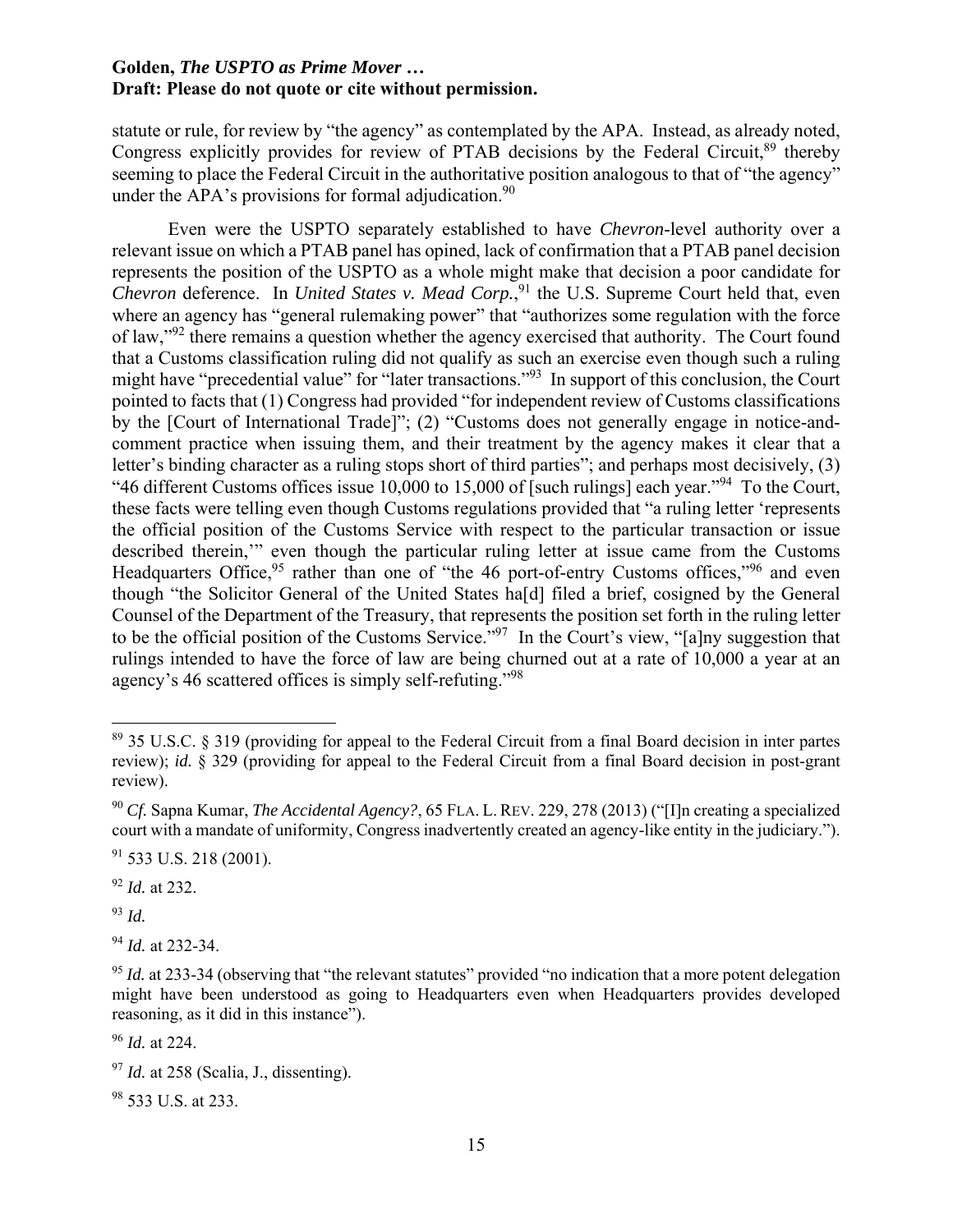statute or rule, for review by "the agency" as contemplated by the APA. Instead, as already noted, Congress explicitly provides for review of PTAB decisions by the Federal Circuit,[89] thereby seeming to place the Federal Circuit in the authoritative position analogous to that of "the agency" under the APA's provisions for formal adjudication.[90]

Even were the USPTO separately established to have *Chevron*-level authority over a relevant issue on which a PTAB panel has opined, lack of confirmation that a PTAB panel decision represents the position of the USPTO as a whole might make that decision a poor candidate for *Chevron* deference. In *United States v. Mead Corp.*,[91] the U.S. Supreme Court held that, even where an agency has "general rulemaking power" that "authorizes some regulation with the force of law,"[92] there remains a question whether the agency exercised that authority. The Court found that a Customs classification ruling did not qualify as such an exercise even though such a ruling might have "precedential value" for "later transactions."[93] In support of this conclusion, the Court pointed to facts that (1) Congress had provided "for independent review of Customs classifications by the [Court of International Trade]"; (2) "Customs does not generally engage in notice-and-comment practice when issuing them, and their treatment by the agency makes it clear that a letter's binding character as a ruling stops short of third parties"; and perhaps most decisively, (3) "46 different Customs offices issue 10,000 to 15,000 of [such rulings] each year."[94] To the Court, these facts were telling even though Customs regulations provided that "a ruling letter 'represents the official position of the Customs Service with respect to the particular transaction or issue described therein,'" even though the particular ruling letter at issue came from the Customs Headquarters Office,[95] rather than one of "the 46 port-of-entry Customs offices,"[96] and even though "the Solicitor General of the United States ha[d] filed a brief, cosigned by the General Counsel of the Department of the Treasury, that represents the position set forth in the ruling letter to be the official position of the Customs Service."[97] In the Court's view, "[a]ny suggestion that rulings intended to have the force of law are being churned out at a rate of 10,000 a year at an agency's 46 scattered offices is simply self-refuting."[98]

---

[89] 35 U.S.C. § 319 (providing for appeal to the Federal Circuit from a final Board decision in inter partes review); *id.* § 329 (providing for appeal to the Federal Circuit from a final Board decision in post-grant review).

[90] *Cf.* Sapna Kumar, *The Accidental Agency?*, 65 FLA. L. REV. 229, 278 (2013) ("[I]n creating a specialized court with a mandate of uniformity, Congress inadvertently created an agency-like entity in the judiciary.").

[91] 533 U.S. 218 (2001).

[92] *Id.* at 232.

[93] *Id.*

[94] *Id.* at 232-34.

[95] *Id.* at 233-34 (observing that "the relevant statutes" provided "no indication that a more potent delegation might have been understood as going to Headquarters even when Headquarters provides developed reasoning, as it did in this instance").

[96] *Id.* at 224.

[97] *Id.* at 258 (Scalia, J., dissenting).

[98] 533 U.S. at 233.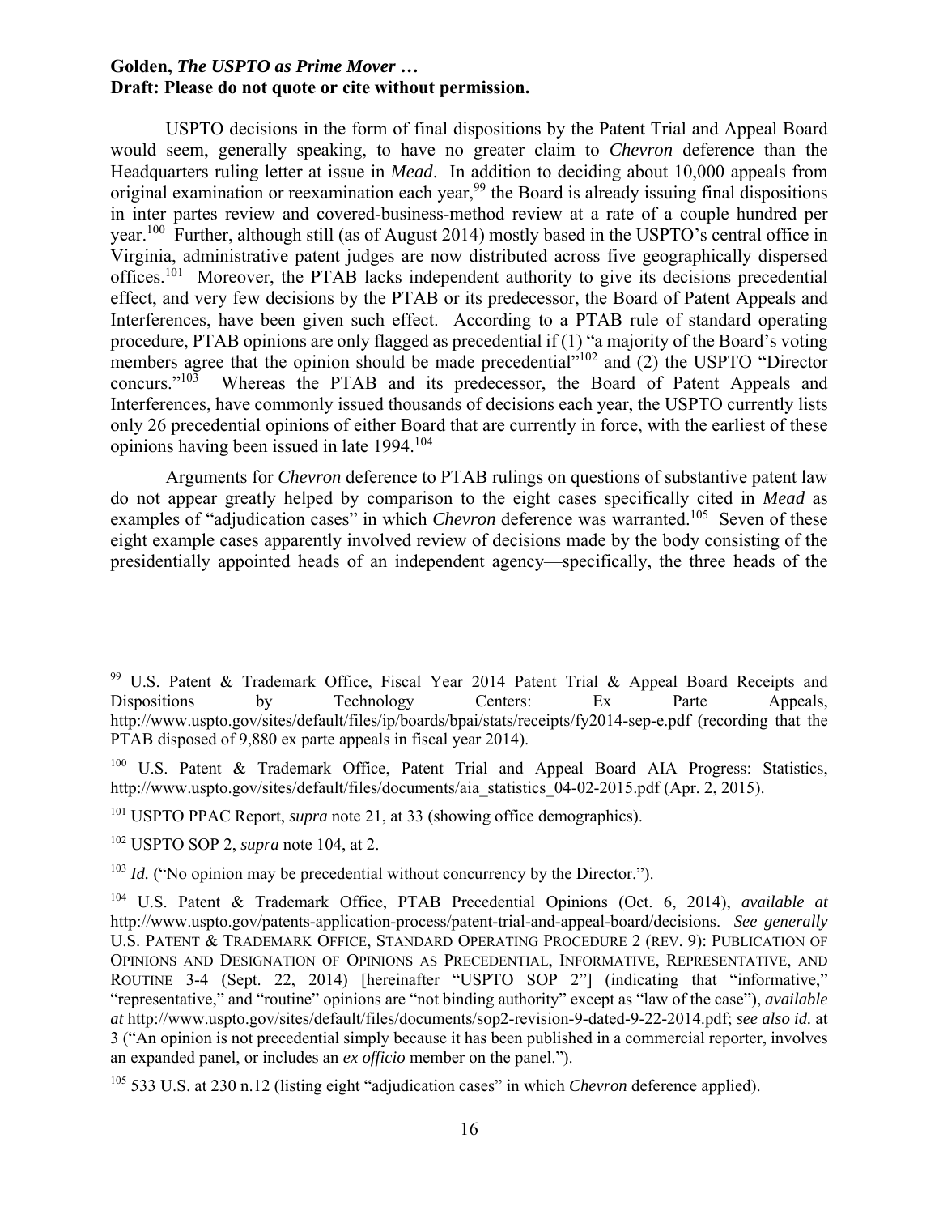USPTO decisions in the form of final dispositions by the Patent Trial and Appeal Board would seem, generally speaking, to have no greater claim to *Chevron* deference than the Headquarters ruling letter at issue in *Mead*. In addition to deciding about 10,000 appeals from original examination or reexamination each year,[99] the Board is already issuing final dispositions in inter partes review and covered-business-method review at a rate of a couple hundred per year.[100] Further, although still (as of August 2014) mostly based in the USPTO's central office in Virginia, administrative patent judges are now distributed across five geographically dispersed offices.[101] Moreover, the PTAB lacks independent authority to give its decisions precedential effect, and very few decisions by the PTAB or its predecessor, the Board of Patent Appeals and Interferences, have been given such effect. According to a PTAB rule of standard operating procedure, PTAB opinions are only flagged as precedential if (1) "a majority of the Board's voting members agree that the opinion should be made precedential"[102] and (2) the USPTO "Director concurs."[103] Whereas the PTAB and its predecessor, the Board of Patent Appeals and Interferences, have commonly issued thousands of decisions each year, the USPTO currently lists only 26 precedential opinions of either Board that are currently in force, with the earliest of these opinions having been issued in late 1994.[104]

Arguments for *Chevron* deference to PTAB rulings on questions of substantive patent law do not appear greatly helped by comparison to the eight cases specifically cited in *Mead* as examples of "adjudication cases" in which *Chevron* deference was warranted.[105] Seven of these eight example cases apparently involved review of decisions made by the body consisting of the presidentially appointed heads of an independent agency—specifically, the three heads of the

---

[99] U.S. Patent & Trademark Office, Fiscal Year 2014 Patent Trial & Appeal Board Receipts and Dispositions by Technology Centers: Ex Parte Appeals, http://www.uspto.gov/sites/default/files/ip/boards/bpai/stats/receipts/fy2014-sep-e.pdf (recording that the PTAB disposed of 9,880 ex parte appeals in fiscal year 2014).

[100] U.S. Patent & Trademark Office, Patent Trial and Appeal Board AIA Progress: Statistics, http://www.uspto.gov/sites/default/files/documents/aia_statistics_04-02-2015.pdf (Apr. 2, 2015).

[101] USPTO PPAC Report, *supra* note 21, at 33 (showing office demographics).

[102] USPTO SOP 2, *supra* note 104, at 2.

[103] *Id.* ("No opinion may be precedential without concurrency by the Director.").

[104] U.S. Patent & Trademark Office, PTAB Precedential Opinions (Oct. 6, 2014), *available at* http://www.uspto.gov/patents-application-process/patent-trial-and-appeal-board/decisions. *See generally* U.S. PATENT & TRADEMARK OFFICE, STANDARD OPERATING PROCEDURE 2 (REV. 9): PUBLICATION OF OPINIONS AND DESIGNATION OF OPINIONS AS PRECEDENTIAL, INFORMATIVE, REPRESENTATIVE, AND ROUTINE 3-4 (Sept. 22, 2014) [hereinafter "USPTO SOP 2"] (indicating that "informative," "representative," and "routine" opinions are "not binding authority" except as "law of the case"), *available at* http://www.uspto.gov/sites/default/files/documents/sop2-revision-9-dated-9-22-2014.pdf; *see also id.* at 3 ("An opinion is not precedential simply because it has been published in a commercial reporter, involves an expanded panel, or includes an *ex officio* member on the panel.").

[105] 533 U.S. at 230 n.12 (listing eight "adjudication cases" in which *Chevron* deference applied).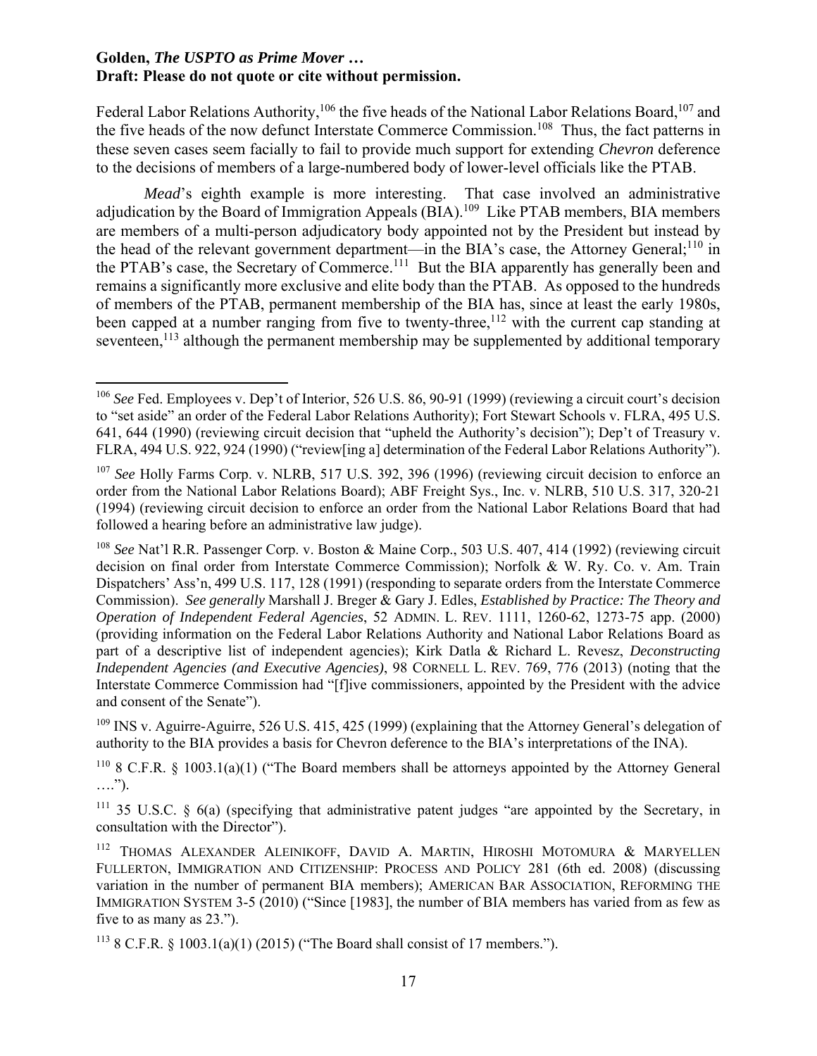Federal Labor Relations Authority,[106] the five heads of the National Labor Relations Board,[107] and the five heads of the now defunct Interstate Commerce Commission.[108] Thus, the fact patterns in these seven cases seem facially to fail to provide much support for extending *Chevron* deference to the decisions of members of a large-numbered body of lower-level officials like the PTAB.

*Mead*'s eighth example is more interesting. That case involved an administrative adjudication by the Board of Immigration Appeals (BIA).[109] Like PTAB members, BIA members are members of a multi-person adjudicatory body appointed not by the President but instead by the head of the relevant government department—in the BIA's case, the Attorney General;[110] in the PTAB's case, the Secretary of Commerce.[111] But the BIA apparently has generally been and remains a significantly more exclusive and elite body than the PTAB. As opposed to the hundreds of members of the PTAB, permanent membership of the BIA has, since at least the early 1980s, been capped at a number ranging from five to twenty-three,[112] with the current cap standing at seventeen,[113] although the permanent membership may be supplemented by additional temporary

---

[106] *See* Fed. Employees v. Dep't of Interior, 526 U.S. 86, 90-91 (1999) (reviewing a circuit court's decision to "set aside" an order of the Federal Labor Relations Authority); Fort Stewart Schools v. FLRA, 495 U.S. 641, 644 (1990) (reviewing circuit decision that "upheld the Authority's decision"); Dep't of Treasury v. FLRA, 494 U.S. 922, 924 (1990) ("review[ing a] determination of the Federal Labor Relations Authority").

[107] *See* Holly Farms Corp. v. NLRB, 517 U.S. 392, 396 (1996) (reviewing circuit decision to enforce an order from the National Labor Relations Board); ABF Freight Sys., Inc. v. NLRB, 510 U.S. 317, 320-21 (1994) (reviewing circuit decision to enforce an order from the National Labor Relations Board that had followed a hearing before an administrative law judge).

[108] *See* Nat'l R.R. Passenger Corp. v. Boston & Maine Corp., 503 U.S. 407, 414 (1992) (reviewing circuit decision on final order from Interstate Commerce Commission); Norfolk & W. Ry. Co. v. Am. Train Dispatchers' Ass'n, 499 U.S. 117, 128 (1991) (responding to separate orders from the Interstate Commerce Commission). *See generally* Marshall J. Breger & Gary J. Edles, *Established by Practice: The Theory and Operation of Independent Federal Agencies*, 52 ADMIN. L. REV. 1111, 1260-62, 1273-75 app. (2000) (providing information on the Federal Labor Relations Authority and National Labor Relations Board as part of a descriptive list of independent agencies); Kirk Datla & Richard L. Revesz, *Deconstructing Independent Agencies (and Executive Agencies)*, 98 CORNELL L. REV. 769, 776 (2013) (noting that the Interstate Commerce Commission had "[f]ive commissioners, appointed by the President with the advice and consent of the Senate").

[109] INS v. Aguirre-Aguirre, 526 U.S. 415, 425 (1999) (explaining that the Attorney General's delegation of authority to the BIA provides a basis for Chevron deference to the BIA's interpretations of the INA).

[110] 8 C.F.R. § 1003.1(a)(1) ("The Board members shall be attorneys appointed by the Attorney General ….").

[111] 35 U.S.C. § 6(a) (specifying that administrative patent judges "are appointed by the Secretary, in consultation with the Director").

[112] THOMAS ALEXANDER ALEINIKOFF, DAVID A. MARTIN, HIROSHI MOTOMURA & MARYELLEN FULLERTON, IMMIGRATION AND CITIZENSHIP: PROCESS AND POLICY 281 (6th ed. 2008) (discussing variation in the number of permanent BIA members); AMERICAN BAR ASSOCIATION, REFORMING THE IMMIGRATION SYSTEM 3-5 (2010) ("Since [1983], the number of BIA members has varied from as few as five to as many as 23.").

[113] 8 C.F.R. § 1003.1(a)(1) (2015) ("The Board shall consist of 17 members.").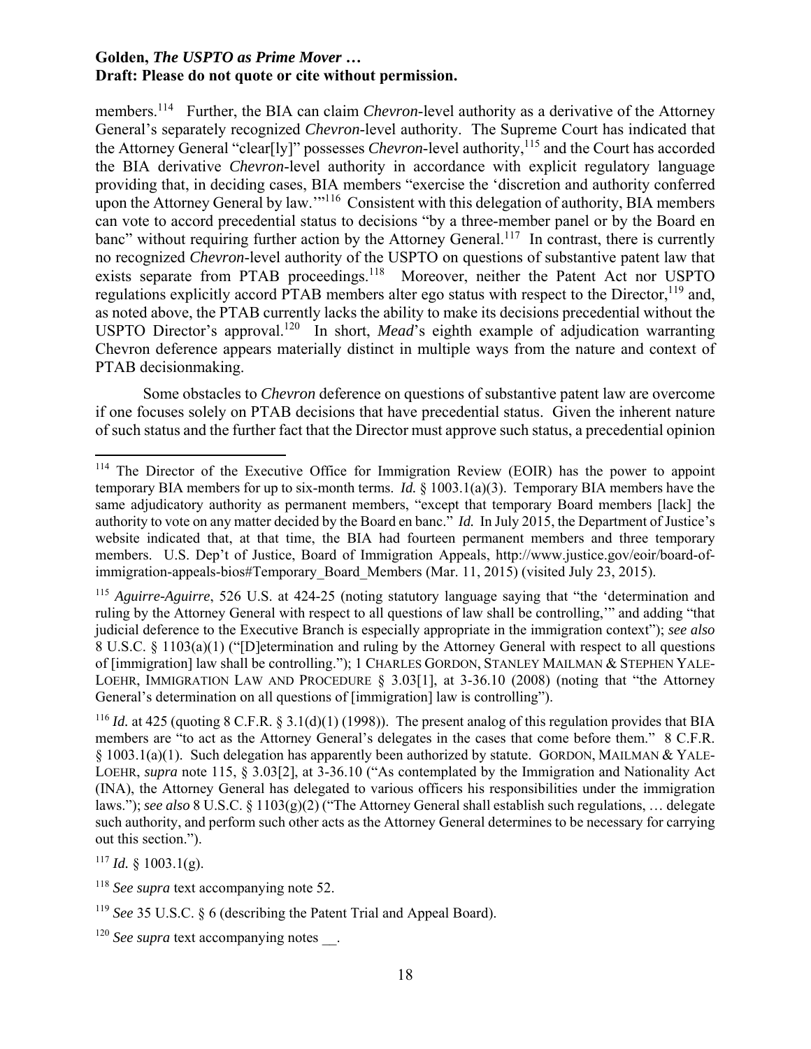members.[114] Further, the BIA can claim *Chevron*-level authority as a derivative of the Attorney General's separately recognized *Chevron*-level authority. The Supreme Court has indicated that the Attorney General "clear[ly]" possesses *Chevron*-level authority,[115] and the Court has accorded the BIA derivative *Chevron*-level authority in accordance with explicit regulatory language providing that, in deciding cases, BIA members "exercise the 'discretion and authority conferred upon the Attorney General by law.'"[116] Consistent with this delegation of authority, BIA members can vote to accord precedential status to decisions "by a three-member panel or by the Board en banc" without requiring further action by the Attorney General.[117] In contrast, there is currently no recognized *Chevron*-level authority of the USPTO on questions of substantive patent law that exists separate from PTAB proceedings.[118] Moreover, neither the Patent Act nor USPTO regulations explicitly accord PTAB members alter ego status with respect to the Director,[119] and, as noted above, the PTAB currently lacks the ability to make its decisions precedential without the USPTO Director's approval.[120] In short, *Mead*'s eighth example of adjudication warranting Chevron deference appears materially distinct in multiple ways from the nature and context of PTAB decisionmaking.

Some obstacles to *Chevron* deference on questions of substantive patent law are overcome if one focuses solely on PTAB decisions that have precedential status. Given the inherent nature of such status and the further fact that the Director must approve such status, a precedential opinion

---

[114] The Director of the Executive Office for Immigration Review (EOIR) has the power to appoint temporary BIA members for up to six-month terms. *Id.* § 1003.1(a)(3). Temporary BIA members have the same adjudicatory authority as permanent members, "except that temporary Board members [lack] the authority to vote on any matter decided by the Board en banc." *Id.* In July 2015, the Department of Justice's website indicated that, at that time, the BIA had fourteen permanent members and three temporary members. U.S. Dep't of Justice, Board of Immigration Appeals, http://www.justice.gov/eoir/board-of-immigration-appeals-bios#Temporary_Board_Members (Mar. 11, 2015) (visited July 23, 2015).

[115] *Aguirre-Aguirre*, 526 U.S. at 424-25 (noting statutory language saying that "the 'determination and ruling by the Attorney General with respect to all questions of law shall be controlling,'" and adding "that judicial deference to the Executive Branch is especially appropriate in the immigration context"); *see also* 8 U.S.C. § 1103(a)(1) ("[D]etermination and ruling by the Attorney General with respect to all questions of [immigration] law shall be controlling."); 1 CHARLES GORDON, STANLEY MAILMAN & STEPHEN YALE-LOEHR, IMMIGRATION LAW AND PROCEDURE § 3.03[1], at 3-36.10 (2008) (noting that "the Attorney General's determination on all questions of [immigration] law is controlling").

[116] *Id.* at 425 (quoting 8 C.F.R. § 3.1(d)(1) (1998)). The present analog of this regulation provides that BIA members are "to act as the Attorney General's delegates in the cases that come before them." 8 C.F.R. § 1003.1(a)(1). Such delegation has apparently been authorized by statute. GORDON, MAILMAN & YALE-LOEHR, *supra* note 115, § 3.03[2], at 3-36.10 ("As contemplated by the Immigration and Nationality Act (INA), the Attorney General has delegated to various officers his responsibilities under the immigration laws."); *see also* 8 U.S.C. § 1103(g)(2) ("The Attorney General shall establish such regulations, … delegate such authority, and perform such other acts as the Attorney General determines to be necessary for carrying out this section.").

[117] *Id.* § 1003.1(g).

[118] *See supra* text accompanying note 52.

[119] *See* 35 U.S.C. § 6 (describing the Patent Trial and Appeal Board).

[120] *See supra* text accompanying notes __.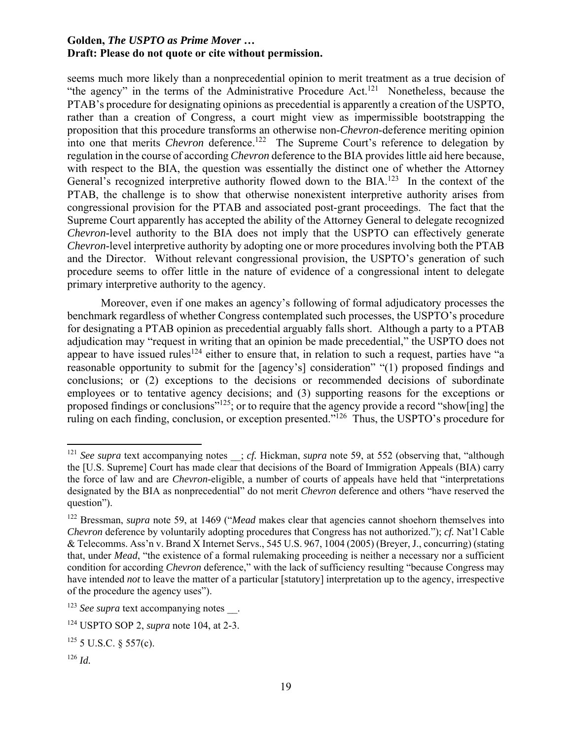seems much more likely than a nonprecedential opinion to merit treatment as a true decision of "the agency" in the terms of the Administrative Procedure Act.[121] Nonetheless, because the PTAB's procedure for designating opinions as precedential is apparently a creation of the USPTO, rather than a creation of Congress, a court might view as impermissible bootstrapping the proposition that this procedure transforms an otherwise non-*Chevron*-deference meriting opinion into one that merits *Chevron* deference.[122] The Supreme Court's reference to delegation by regulation in the course of according *Chevron* deference to the BIA provides little aid here because, with respect to the BIA, the question was essentially the distinct one of whether the Attorney General's recognized interpretive authority flowed down to the BIA.[123] In the context of the PTAB, the challenge is to show that otherwise nonexistent interpretive authority arises from congressional provision for the PTAB and associated post-grant proceedings. The fact that the Supreme Court apparently has accepted the ability of the Attorney General to delegate recognized *Chevron*-level authority to the BIA does not imply that the USPTO can effectively generate *Chevron*-level interpretive authority by adopting one or more procedures involving both the PTAB and the Director. Without relevant congressional provision, the USPTO's generation of such procedure seems to offer little in the nature of evidence of a congressional intent to delegate primary interpretive authority to the agency.

Moreover, even if one makes an agency's following of formal adjudicatory processes the benchmark regardless of whether Congress contemplated such processes, the USPTO's procedure for designating a PTAB opinion as precedential arguably falls short. Although a party to a PTAB adjudication may "request in writing that an opinion be made precedential," the USPTO does not appear to have issued rules[124] either to ensure that, in relation to such a request, parties have "a reasonable opportunity to submit for the [agency's] consideration" "(1) proposed findings and conclusions; or (2) exceptions to the decisions or recommended decisions of subordinate employees or to tentative agency decisions; and (3) supporting reasons for the exceptions or proposed findings or conclusions"[125]; or to require that the agency provide a record "show[ing] the ruling on each finding, conclusion, or exception presented."[126] Thus, the USPTO's procedure for

---

[121] *See supra* text accompanying notes __; *cf.* Hickman, *supra* note 59, at 552 (observing that, "although the [U.S. Supreme] Court has made clear that decisions of the Board of Immigration Appeals (BIA) carry the force of law and are *Chevron*-eligible, a number of courts of appeals have held that "interpretations designated by the BIA as nonprecedential" do not merit *Chevron* deference and others "have reserved the question").

[122] Bressman, *supra* note 59, at 1469 ("*Mead* makes clear that agencies cannot shoehorn themselves into *Chevron* deference by voluntarily adopting procedures that Congress has not authorized."); *cf.* Nat'l Cable & Telecomms. Ass'n v. Brand X Internet Servs., 545 U.S. 967, 1004 (2005) (Breyer, J., concurring) (stating that, under *Mead*, "the existence of a formal rulemaking proceeding is neither a necessary nor a sufficient condition for according *Chevron* deference," with the lack of sufficiency resulting "because Congress may have intended *not* to leave the matter of a particular [statutory] interpretation up to the agency, irrespective of the procedure the agency uses").

[123] *See supra* text accompanying notes __.

[124] USPTO SOP 2, *supra* note 104, at 2-3.

[125] 5 U.S.C. § 557(c).

[126] *Id.*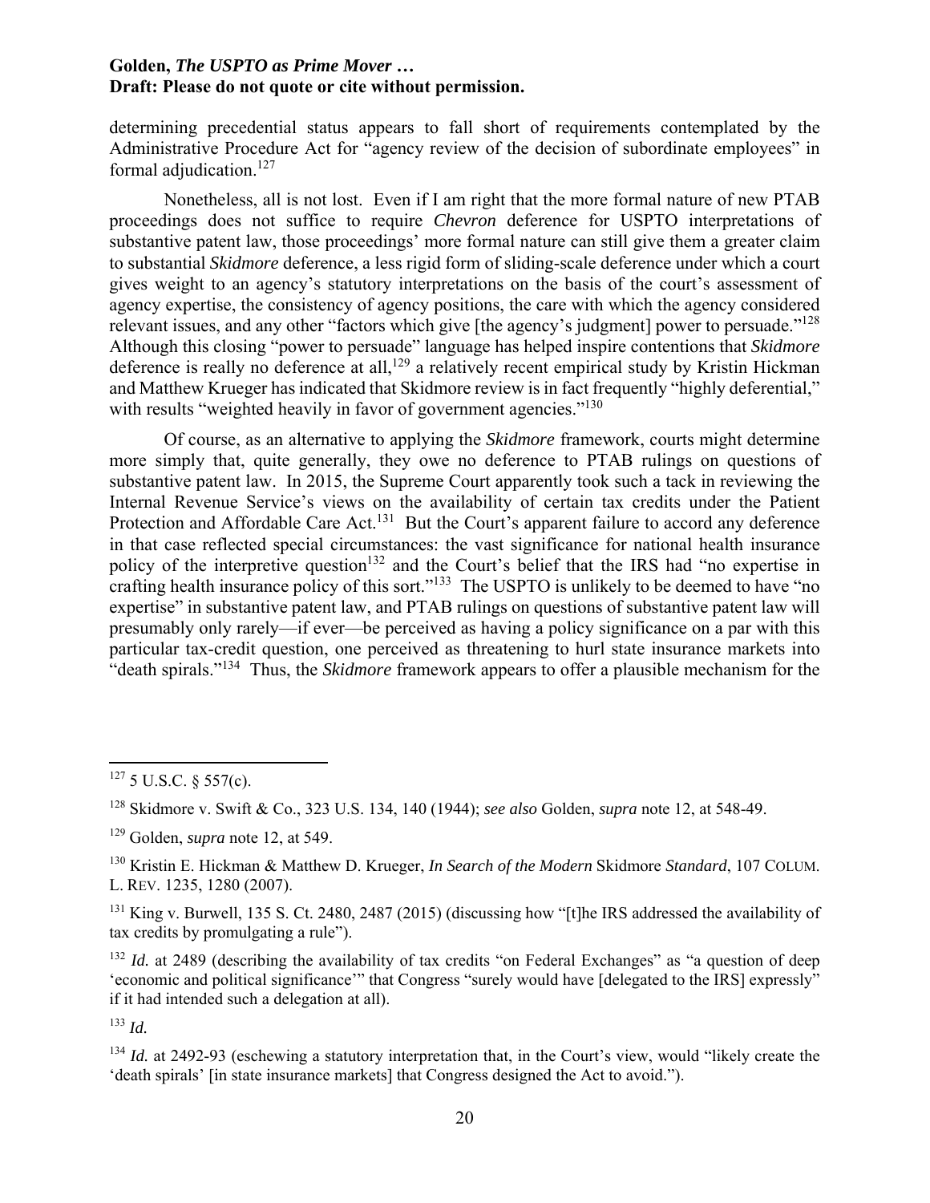determining precedential status appears to fall short of requirements contemplated by the Administrative Procedure Act for "agency review of the decision of subordinate employees" in formal adjudication.[127]

Nonetheless, all is not lost. Even if I am right that the more formal nature of new PTAB proceedings does not suffice to require *Chevron* deference for USPTO interpretations of substantive patent law, those proceedings' more formal nature can still give them a greater claim to substantial *Skidmore* deference, a less rigid form of sliding-scale deference under which a court gives weight to an agency's statutory interpretations on the basis of the court's assessment of agency expertise, the consistency of agency positions, the care with which the agency considered relevant issues, and any other "factors which give [the agency's judgment] power to persuade."[128] Although this closing "power to persuade" language has helped inspire contentions that *Skidmore* deference is really no deference at all,[129] a relatively recent empirical study by Kristin Hickman and Matthew Krueger has indicated that Skidmore review is in fact frequently "highly deferential," with results "weighted heavily in favor of government agencies."[130]

Of course, as an alternative to applying the *Skidmore* framework, courts might determine more simply that, quite generally, they owe no deference to PTAB rulings on questions of substantive patent law. In 2015, the Supreme Court apparently took such a tack in reviewing the Internal Revenue Service's views on the availability of certain tax credits under the Patient Protection and Affordable Care Act.[131] But the Court's apparent failure to accord any deference in that case reflected special circumstances: the vast significance for national health insurance policy of the interpretive question[132] and the Court's belief that the IRS had "no expertise in crafting health insurance policy of this sort."[133] The USPTO is unlikely to be deemed to have "no expertise" in substantive patent law, and PTAB rulings on questions of substantive patent law will presumably only rarely—if ever—be perceived as having a policy significance on a par with this particular tax-credit question, one perceived as threatening to hurl state insurance markets into "death spirals."[134] Thus, the *Skidmore* framework appears to offer a plausible mechanism for the

---

[127] 5 U.S.C. § 557(c).

[128] Skidmore v. Swift & Co., 323 U.S. 134, 140 (1944); *see also* Golden, *supra* note 12, at 548-49.

[129] Golden, *supra* note 12, at 549.

[130] Kristin E. Hickman & Matthew D. Krueger, *In Search of the Modern* Skidmore *Standard*, 107 COLUM. L. REV. 1235, 1280 (2007).

[131] King v. Burwell, 135 S. Ct. 2480, 2487 (2015) (discussing how "[t]he IRS addressed the availability of tax credits by promulgating a rule").

[132] *Id.* at 2489 (describing the availability of tax credits "on Federal Exchanges" as "a question of deep 'economic and political significance'" that Congress "surely would have [delegated to the IRS] expressly" if it had intended such a delegation at all).

[133] *Id.*

[134] *Id.* at 2492-93 (eschewing a statutory interpretation that, in the Court's view, would "likely create the 'death spirals' [in state insurance markets] that Congress designed the Act to avoid.").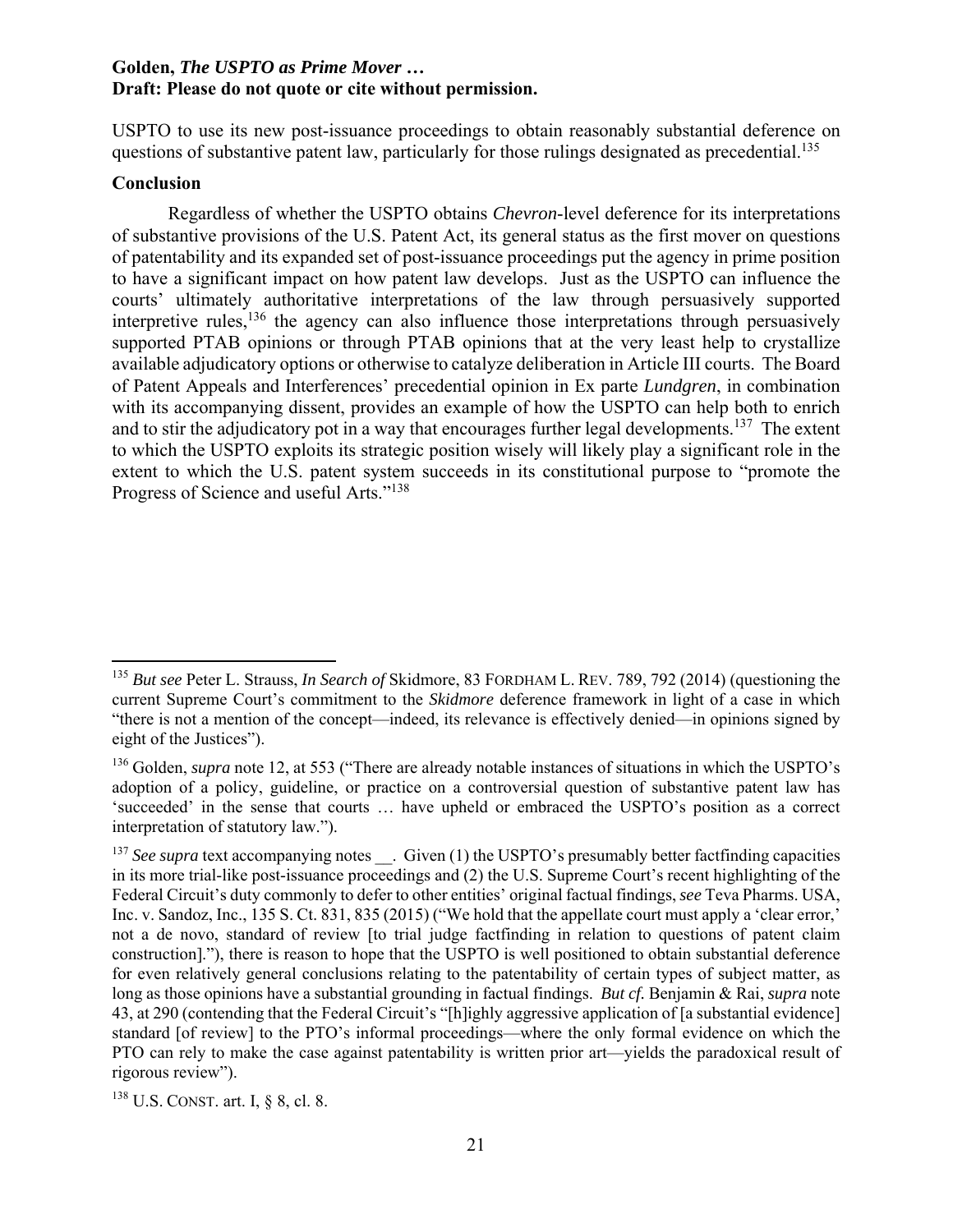USPTO to use its new post-issuance proceedings to obtain reasonably substantial deference on questions of substantive patent law, particularly for those rulings designated as precedential.[135]

## Conclusion

Regardless of whether the USPTO obtains *Chevron*-level deference for its interpretations of substantive provisions of the U.S. Patent Act, its general status as the first mover on questions of patentability and its expanded set of post-issuance proceedings put the agency in prime position to have a significant impact on how patent law develops. Just as the USPTO can influence the courts' ultimately authoritative interpretations of the law through persuasively supported interpretive rules,[136] the agency can also influence those interpretations through persuasively supported PTAB opinions or through PTAB opinions that at the very least help to crystallize available adjudicatory options or otherwise to catalyze deliberation in Article III courts. The Board of Patent Appeals and Interferences' precedential opinion in Ex parte *Lundgren*, in combination with its accompanying dissent, provides an example of how the USPTO can help both to enrich and to stir the adjudicatory pot in a way that encourages further legal developments.[137] The extent to which the USPTO exploits its strategic position wisely will likely play a significant role in the extent to which the U.S. patent system succeeds in its constitutional purpose to "promote the Progress of Science and useful Arts."[138]

---

[135] *But see* Peter L. Strauss, *In Search of* Skidmore, 83 FORDHAM L. REV. 789, 792 (2014) (questioning the current Supreme Court's commitment to the *Skidmore* deference framework in light of a case in which "there is not a mention of the concept—indeed, its relevance is effectively denied—in opinions signed by eight of the Justices").

[136] Golden, *supra* note 12, at 553 ("There are already notable instances of situations in which the USPTO's adoption of a policy, guideline, or practice on a controversial question of substantive patent law has 'succeeded' in the sense that courts … have upheld or embraced the USPTO's position as a correct interpretation of statutory law.").

[137] *See supra* text accompanying notes __. Given (1) the USPTO's presumably better factfinding capacities in its more trial-like post-issuance proceedings and (2) the U.S. Supreme Court's recent highlighting of the Federal Circuit's duty commonly to defer to other entities' original factual findings, *see* Teva Pharms. USA, Inc. v. Sandoz, Inc., 135 S. Ct. 831, 835 (2015) ("We hold that the appellate court must apply a 'clear error,' not a de novo, standard of review [to trial judge factfinding in relation to questions of patent claim construction]."), there is reason to hope that the USPTO is well positioned to obtain substantial deference for even relatively general conclusions relating to the patentability of certain types of subject matter, as long as those opinions have a substantial grounding in factual findings. *But cf.* Benjamin & Rai, *supra* note 43, at 290 (contending that the Federal Circuit's "[h]ighly aggressive application of [a substantial evidence] standard [of review] to the PTO's informal proceedings—where the only formal evidence on which the PTO can rely to make the case against patentability is written prior art—yields the paradoxical result of rigorous review").

[138] U.S. CONST. art. I, § 8, cl. 8.